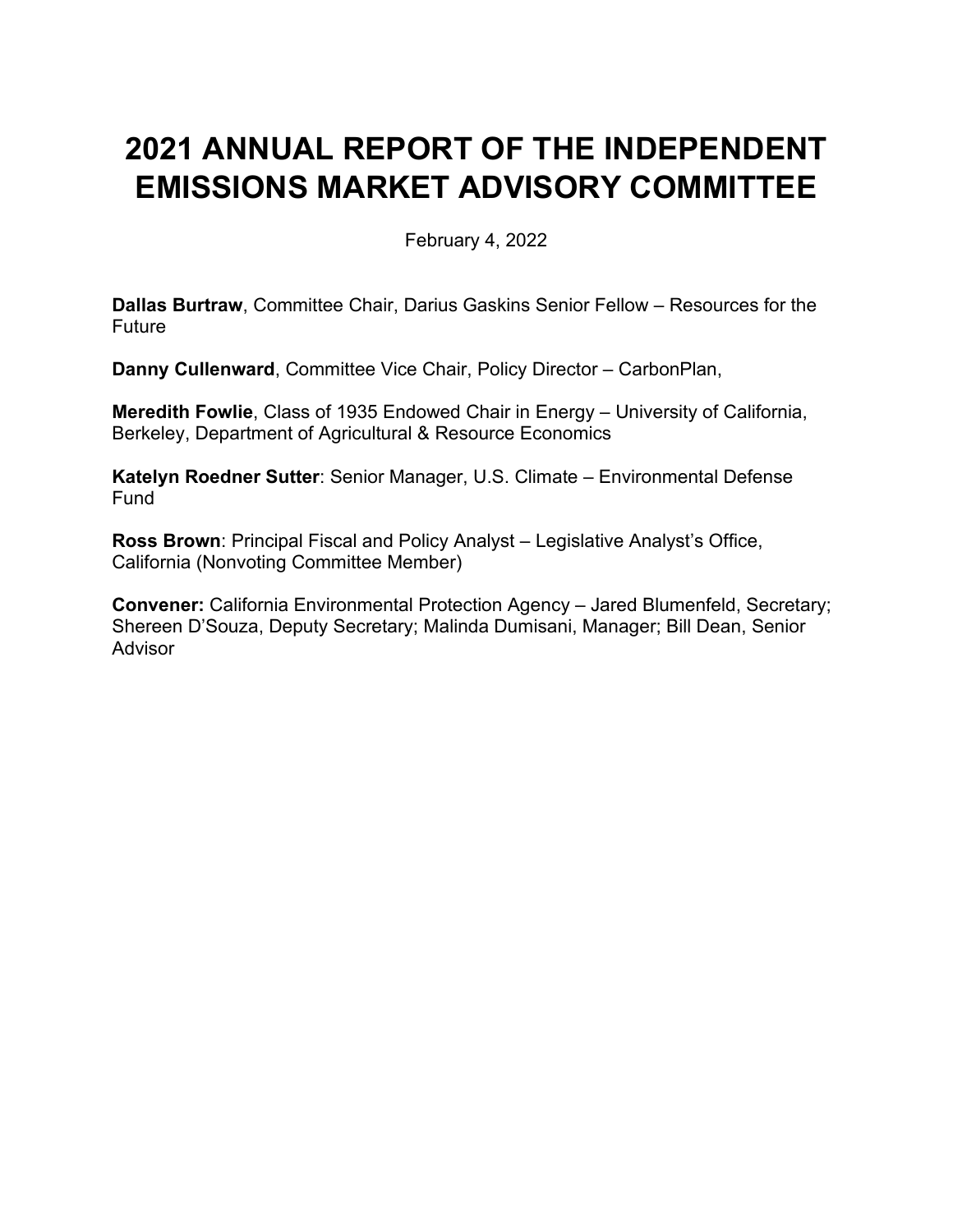# 2021 ANNUAL REPORT OF THE INDEPENDENT EMISSIONS MARKET ADVISORY COMMITTEE

February 4, 2022

**Dallas Burtraw**, Committee Chair, Darius Gaskins Senior Fellow – Resources for the Future

**Danny Cullenward**, Committee Vice Chair, Policy Director – CarbonPlan,

**Meredith Fowlie**, Class of 1935 Endowed Chair in Energy – University of California, Berkeley, Department of Agricultural & Resource Economics

**Katelyn Roedner Sutter**: Senior Manager, U.S. Climate – Environmental Defense Fund

**Ross Brown**: Principal Fiscal and Policy Analyst – Legislative Analyst's Office, California (Nonvoting Committee Member)

**Convener:** California Environmental Protection Agency – Jared Blumenfeld, Secretary; Shereen D'Souza, Deputy Secretary; Malinda Dumisani, Manager; Bill Dean, Senior Advisor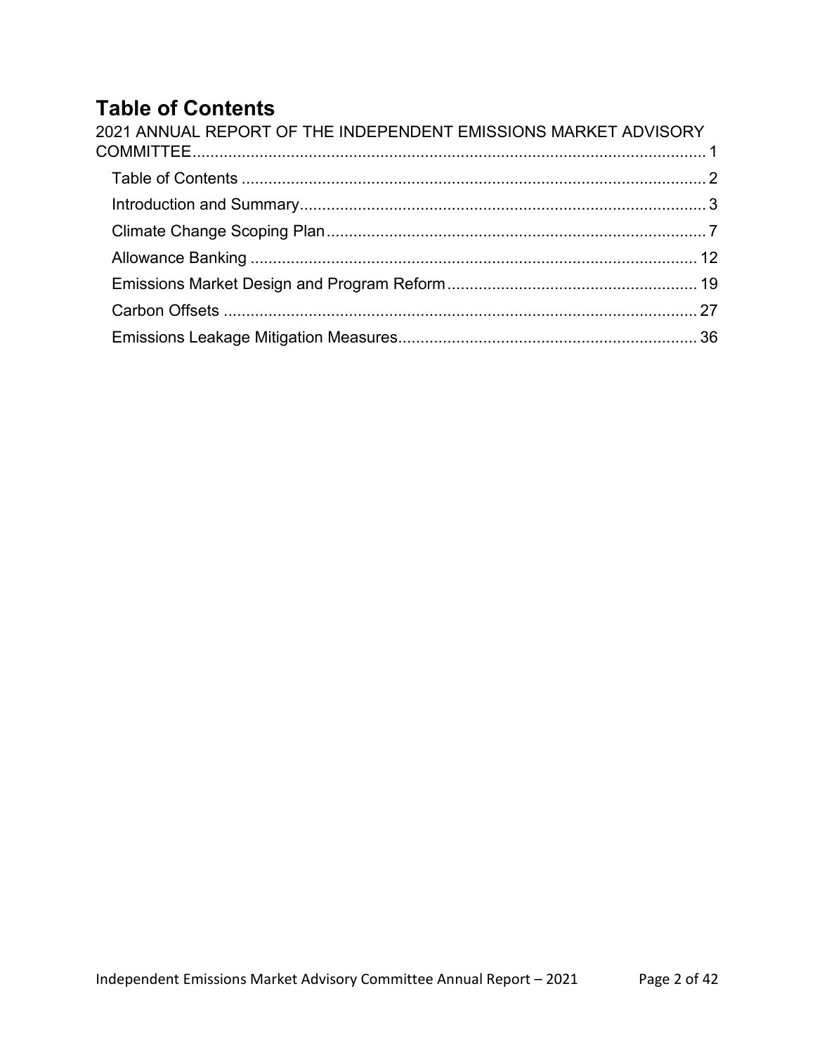# Table of Contents

2021 ANNUAL REPORT OF THE INDEPENDENT EMISSIONS MARKET ADVISORY COMMITTEE........................................................................................................ 1

- Table of Contents ........................................................................................ 2
- Introduction and Summary........................................................................... 3
- Climate Change Scoping Plan ..................................................................... 7
- Allowance Banking .................................................................................... 12
- Emissions Market Design and Program Reform ........................................ 19
- Carbon Offsets .......................................................................................... 27
- Emissions Leakage Mitigation Measures................................................... 36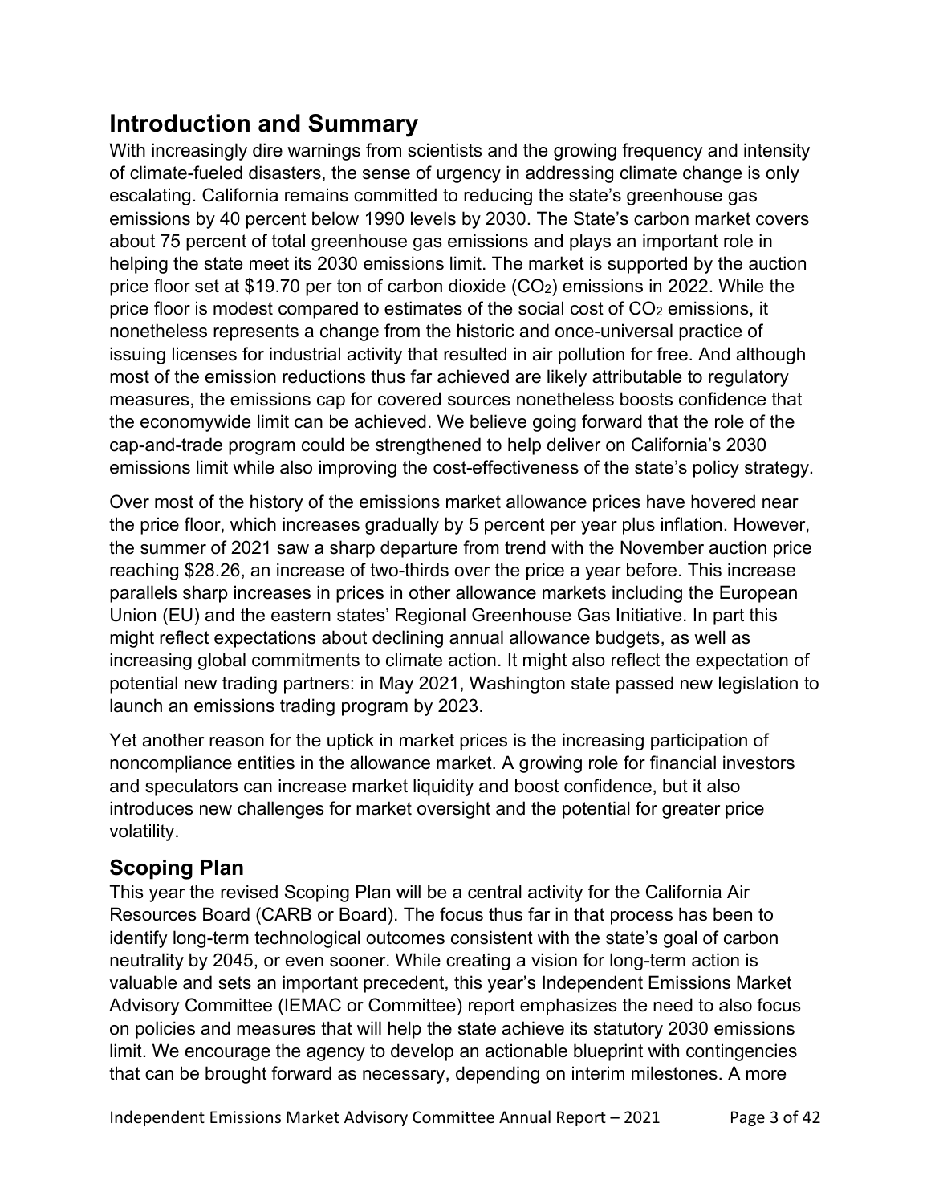# Introduction and Summary

With increasingly dire warnings from scientists and the growing frequency and intensity of climate-fueled disasters, the sense of urgency in addressing climate change is only escalating. California remains committed to reducing the state's greenhouse gas emissions by 40 percent below 1990 levels by 2030. The State's carbon market covers about 75 percent of total greenhouse gas emissions and plays an important role in helping the state meet its 2030 emissions limit. The market is supported by the auction price floor set at $19.70 per ton of carbon dioxide ($CO_2$) emissions in 2022. While the price floor is modest compared to estimates of the social cost of $CO_2$ emissions, it nonetheless represents a change from the historic and once-universal practice of issuing licenses for industrial activity that resulted in air pollution for free. And although most of the emission reductions thus far achieved are likely attributable to regulatory measures, the emissions cap for covered sources nonetheless boosts confidence that the economywide limit can be achieved. We believe going forward that the role of the cap-and-trade program could be strengthened to help deliver on California's 2030 emissions limit while also improving the cost-effectiveness of the state's policy strategy.

Over most of the history of the emissions market allowance prices have hovered near the price floor, which increases gradually by 5 percent per year plus inflation. However, the summer of 2021 saw a sharp departure from trend with the November auction price reaching $28.26, an increase of two-thirds over the price a year before. This increase parallels sharp increases in prices in other allowance markets including the European Union (EU) and the eastern states' Regional Greenhouse Gas Initiative. In part this might reflect expectations about declining annual allowance budgets, as well as increasing global commitments to climate action. It might also reflect the expectation of potential new trading partners: in May 2021, Washington state passed new legislation to launch an emissions trading program by 2023.

Yet another reason for the uptick in market prices is the increasing participation of noncompliance entities in the allowance market. A growing role for financial investors and speculators can increase market liquidity and boost confidence, but it also introduces new challenges for market oversight and the potential for greater price volatility.

## Scoping Plan

This year the revised Scoping Plan will be a central activity for the California Air Resources Board (CARB or Board). The focus thus far in that process has been to identify long-term technological outcomes consistent with the state's goal of carbon neutrality by 2045, or even sooner. While creating a vision for long-term action is valuable and sets an important precedent, this year's Independent Emissions Market Advisory Committee (IEMAC or Committee) report emphasizes the need to also focus on policies and measures that will help the state achieve its statutory 2030 emissions limit. We encourage the agency to develop an actionable blueprint with contingencies that can be brought forward as necessary, depending on interim milestones. A more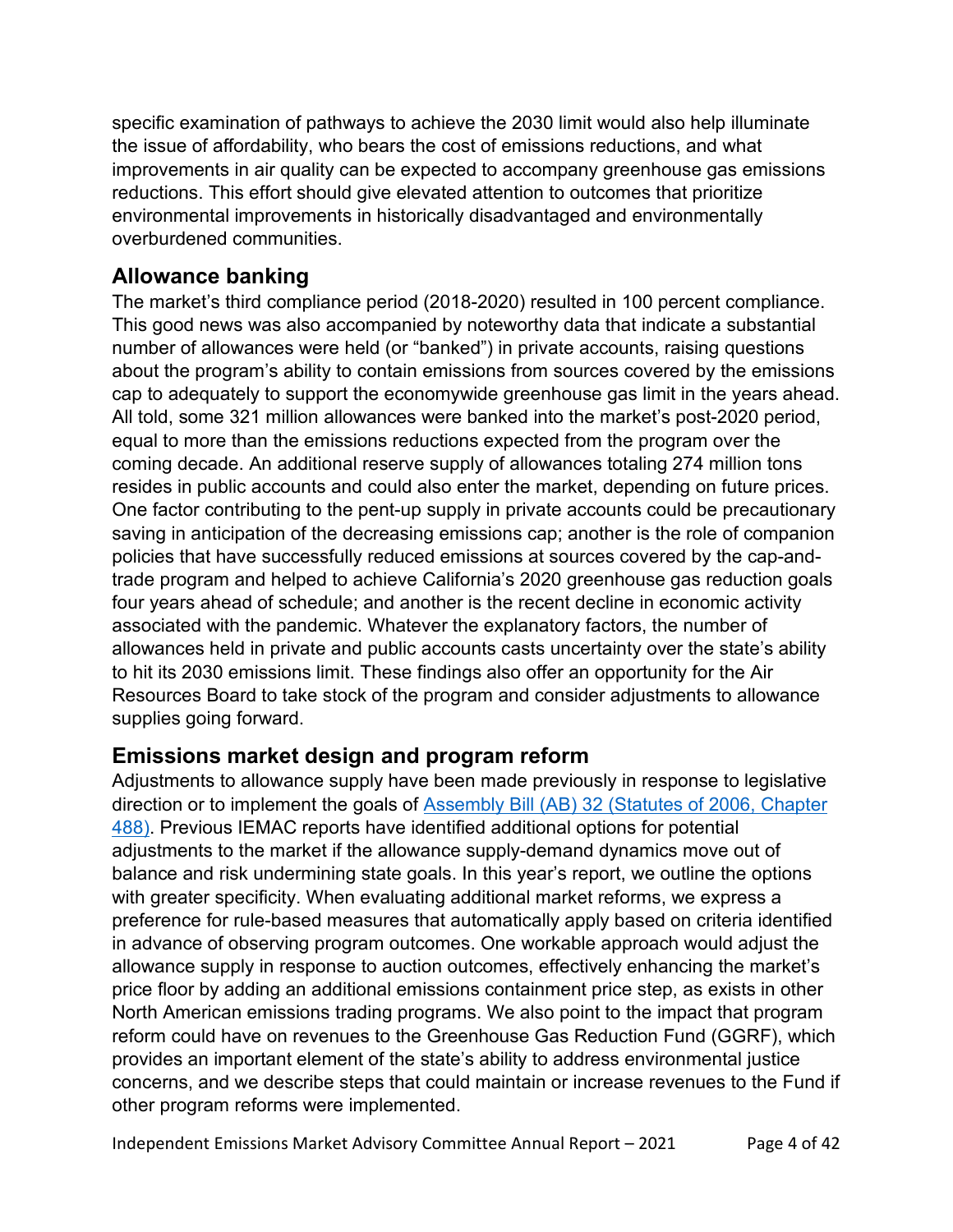specific examination of pathways to achieve the 2030 limit would also help illuminate the issue of affordability, who bears the cost of emissions reductions, and what improvements in air quality can be expected to accompany greenhouse gas emissions reductions. This effort should give elevated attention to outcomes that prioritize environmental improvements in historically disadvantaged and environmentally overburdened communities.

## Allowance banking

The market's third compliance period (2018-2020) resulted in 100 percent compliance. This good news was also accompanied by noteworthy data that indicate a substantial number of allowances were held (or "banked") in private accounts, raising questions about the program's ability to contain emissions from sources covered by the emissions cap to adequately to support the economywide greenhouse gas limit in the years ahead. All told, some 321 million allowances were banked into the market's post-2020 period, equal to more than the emissions reductions expected from the program over the coming decade. An additional reserve supply of allowances totaling 274 million tons resides in public accounts and could also enter the market, depending on future prices. One factor contributing to the pent-up supply in private accounts could be precautionary saving in anticipation of the decreasing emissions cap; another is the role of companion policies that have successfully reduced emissions at sources covered by the cap-and-trade program and helped to achieve California's 2020 greenhouse gas reduction goals four years ahead of schedule; and another is the recent decline in economic activity associated with the pandemic. Whatever the explanatory factors, the number of allowances held in private and public accounts casts uncertainty over the state's ability to hit its 2030 emissions limit. These findings also offer an opportunity for the Air Resources Board to take stock of the program and consider adjustments to allowance supplies going forward.

## Emissions market design and program reform

Adjustments to allowance supply have been made previously in response to legislative direction or to implement the goals of [Assembly Bill (AB) 32 (Statutes of 2006, Chapter 488)](). Previous IEMAC reports have identified additional options for potential adjustments to the market if the allowance supply-demand dynamics move out of balance and risk undermining state goals. In this year's report, we outline the options with greater specificity. When evaluating additional market reforms, we express a preference for rule-based measures that automatically apply based on criteria identified in advance of observing program outcomes. One workable approach would adjust the allowance supply in response to auction outcomes, effectively enhancing the market's price floor by adding an additional emissions containment price step, as exists in other North American emissions trading programs. We also point to the impact that program reform could have on revenues to the Greenhouse Gas Reduction Fund (GGRF), which provides an important element of the state's ability to address environmental justice concerns, and we describe steps that could maintain or increase revenues to the Fund if other program reforms were implemented.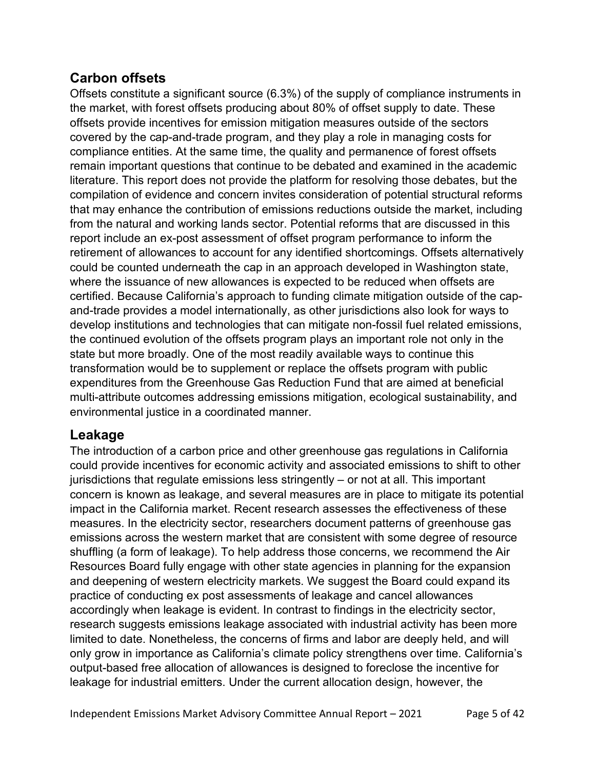## Carbon offsets

Offsets constitute a significant source (6.3%) of the supply of compliance instruments in the market, with forest offsets producing about 80% of offset supply to date. These offsets provide incentives for emission mitigation measures outside of the sectors covered by the cap-and-trade program, and they play a role in managing costs for compliance entities. At the same time, the quality and permanence of forest offsets remain important questions that continue to be debated and examined in the academic literature. This report does not provide the platform for resolving those debates, but the compilation of evidence and concern invites consideration of potential structural reforms that may enhance the contribution of emissions reductions outside the market, including from the natural and working lands sector. Potential reforms that are discussed in this report include an ex-post assessment of offset program performance to inform the retirement of allowances to account for any identified shortcomings. Offsets alternatively could be counted underneath the cap in an approach developed in Washington state, where the issuance of new allowances is expected to be reduced when offsets are certified. Because California's approach to funding climate mitigation outside of the cap-and-trade provides a model internationally, as other jurisdictions also look for ways to develop institutions and technologies that can mitigate non-fossil fuel related emissions, the continued evolution of the offsets program plays an important role not only in the state but more broadly. One of the most readily available ways to continue this transformation would be to supplement or replace the offsets program with public expenditures from the Greenhouse Gas Reduction Fund that are aimed at beneficial multi-attribute outcomes addressing emissions mitigation, ecological sustainability, and environmental justice in a coordinated manner.

## Leakage

The introduction of a carbon price and other greenhouse gas regulations in California could provide incentives for economic activity and associated emissions to shift to other jurisdictions that regulate emissions less stringently – or not at all. This important concern is known as leakage, and several measures are in place to mitigate its potential impact in the California market. Recent research assesses the effectiveness of these measures. In the electricity sector, researchers document patterns of greenhouse gas emissions across the western market that are consistent with some degree of resource shuffling (a form of leakage). To help address those concerns, we recommend the Air Resources Board fully engage with other state agencies in planning for the expansion and deepening of western electricity markets. We suggest the Board could expand its practice of conducting ex post assessments of leakage and cancel allowances accordingly when leakage is evident. In contrast to findings in the electricity sector, research suggests emissions leakage associated with industrial activity has been more limited to date. Nonetheless, the concerns of firms and labor are deeply held, and will only grow in importance as California's climate policy strengthens over time. California's output-based free allocation of allowances is designed to foreclose the incentive for leakage for industrial emitters. Under the current allocation design, however, the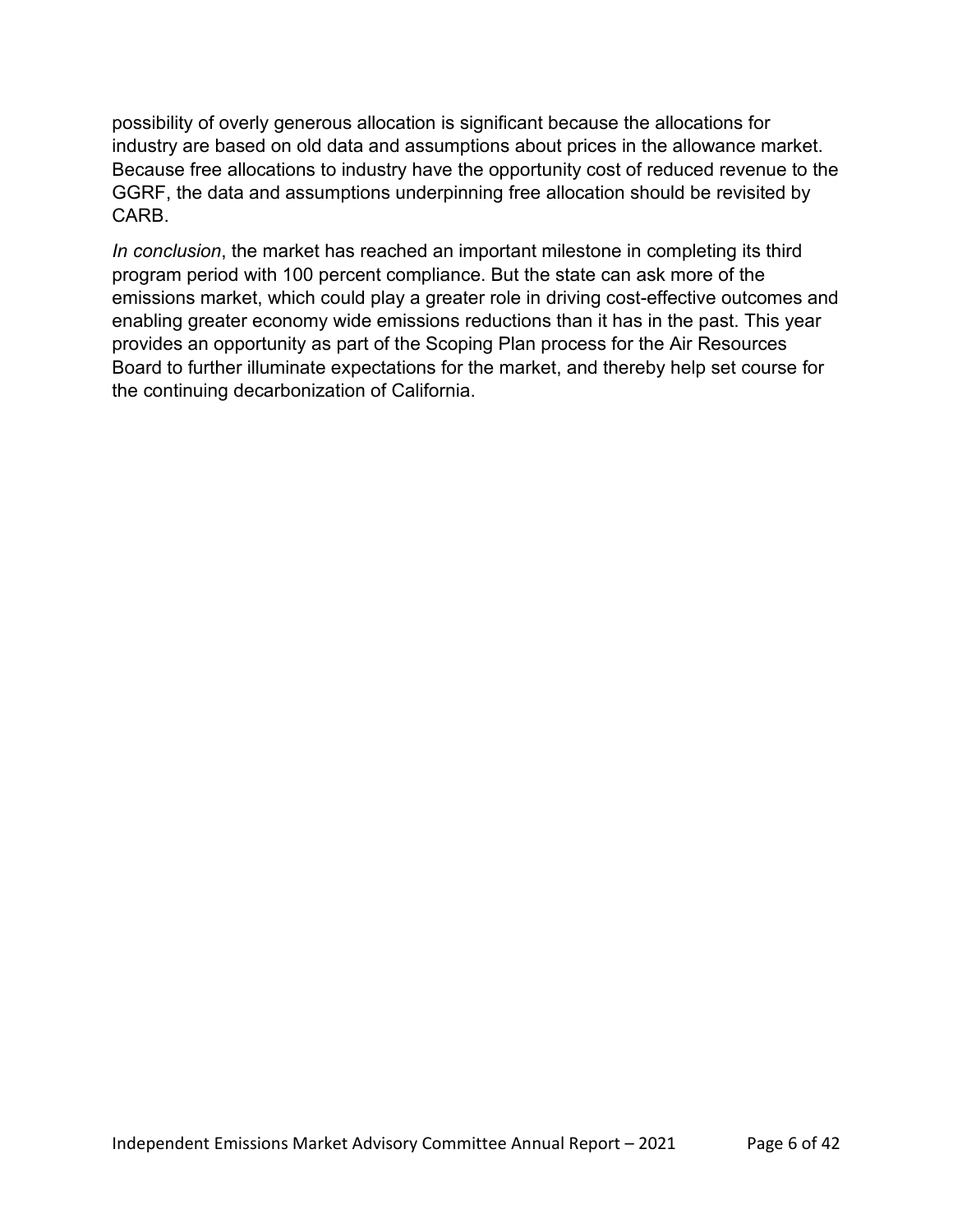possibility of overly generous allocation is significant because the allocations for industry are based on old data and assumptions about prices in the allowance market. Because free allocations to industry have the opportunity cost of reduced revenue to the GGRF, the data and assumptions underpinning free allocation should be revisited by CARB.

*In conclusion*, the market has reached an important milestone in completing its third program period with 100 percent compliance. But the state can ask more of the emissions market, which could play a greater role in driving cost-effective outcomes and enabling greater economy wide emissions reductions than it has in the past. This year provides an opportunity as part of the Scoping Plan process for the Air Resources Board to further illuminate expectations for the market, and thereby help set course for the continuing decarbonization of California.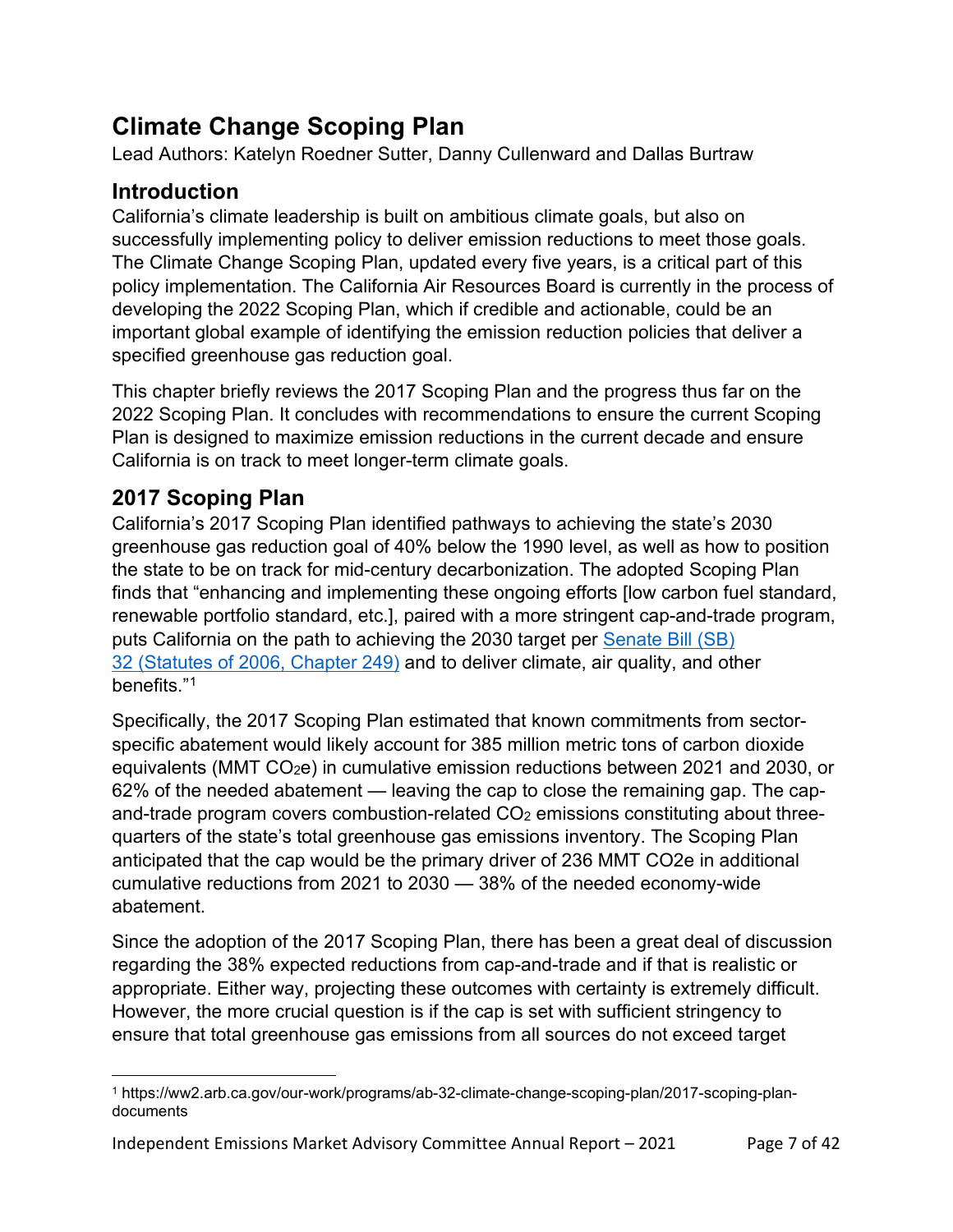# Climate Change Scoping Plan

Lead Authors: Katelyn Roedner Sutter, Danny Cullenward and Dallas Burtraw

## Introduction

California's climate leadership is built on ambitious climate goals, but also on successfully implementing policy to deliver emission reductions to meet those goals. The Climate Change Scoping Plan, updated every five years, is a critical part of this policy implementation. The California Air Resources Board is currently in the process of developing the 2022 Scoping Plan, which if credible and actionable, could be an important global example of identifying the emission reduction policies that deliver a specified greenhouse gas reduction goal.

This chapter briefly reviews the 2017 Scoping Plan and the progress thus far on the 2022 Scoping Plan. It concludes with recommendations to ensure the current Scoping Plan is designed to maximize emission reductions in the current decade and ensure California is on track to meet longer-term climate goals.

## 2017 Scoping Plan

California's 2017 Scoping Plan identified pathways to achieving the state's 2030 greenhouse gas reduction goal of 40% below the 1990 level, as well as how to position the state to be on track for mid-century decarbonization. The adopted Scoping Plan finds that "enhancing and implementing these ongoing efforts [low carbon fuel standard, renewable portfolio standard, etc.], paired with a more stringent cap-and-trade program, puts California on the path to achieving the 2030 target per [Senate Bill (SB) 32 (Statutes of 2006, Chapter 249)] and to deliver climate, air quality, and other benefits."[1]

Specifically, the 2017 Scoping Plan estimated that known commitments from sector-specific abatement would likely account for 385 million metric tons of carbon dioxide equivalents (MMT $CO_2e$) in cumulative emission reductions between 2021 and 2030, or 62% of the needed abatement — leaving the cap to close the remaining gap. The cap-and-trade program covers combustion-related $CO_2$ emissions constituting about three-quarters of the state's total greenhouse gas emissions inventory. The Scoping Plan anticipated that the cap would be the primary driver of 236 MMT CO2e in additional cumulative reductions from 2021 to 2030 — 38% of the needed economy-wide abatement.

Since the adoption of the 2017 Scoping Plan, there has been a great deal of discussion regarding the 38% expected reductions from cap-and-trade and if that is realistic or appropriate. Either way, projecting these outcomes with certainty is extremely difficult. However, the more crucial question is if the cap is set with sufficient stringency to ensure that total greenhouse gas emissions from all sources do not exceed target

[1] https://ww2.arb.ca.gov/our-work/programs/ab-32-climate-change-scoping-plan/2017-scoping-plan-documents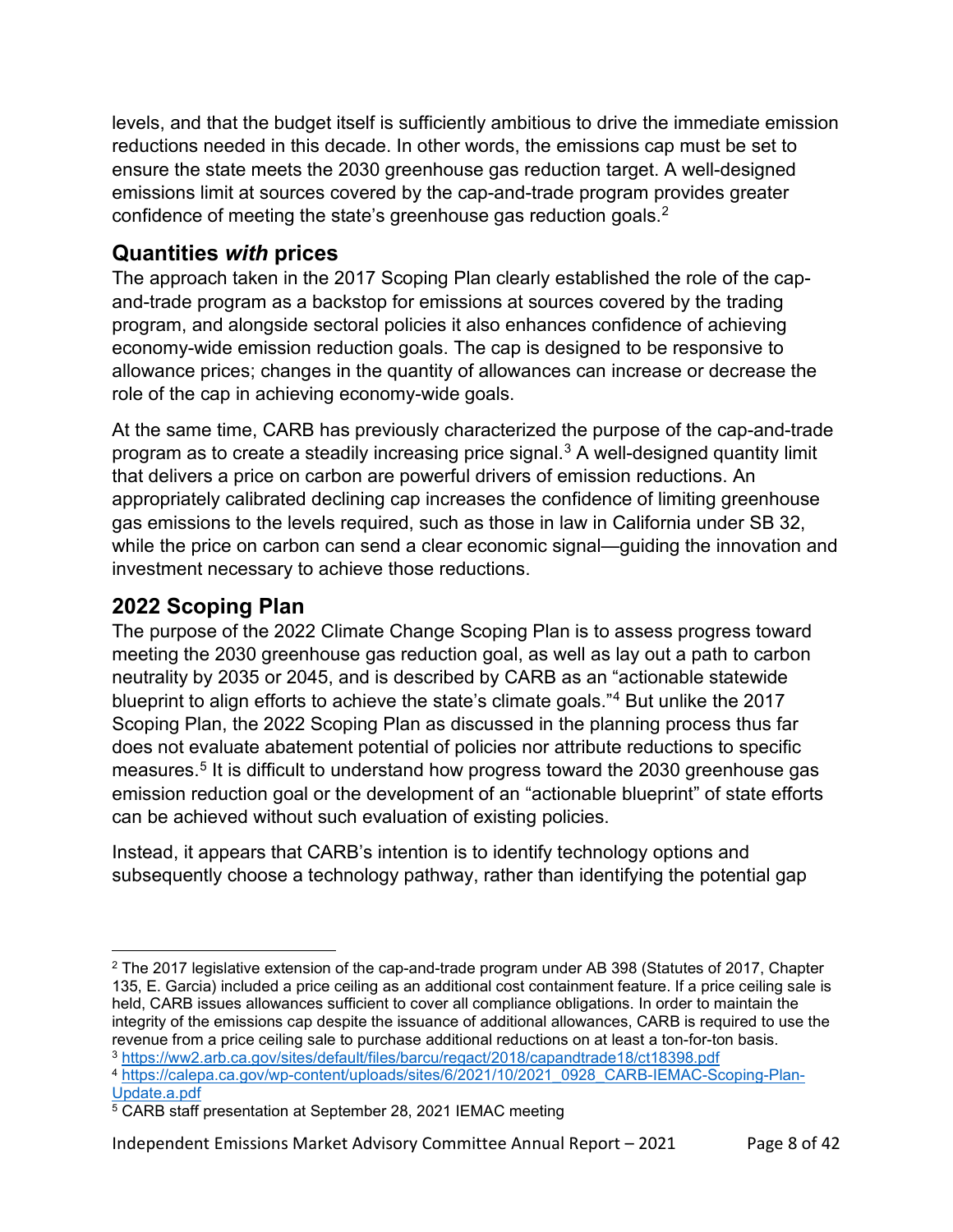levels, and that the budget itself is sufficiently ambitious to drive the immediate emission reductions needed in this decade. In other words, the emissions cap must be set to ensure the state meets the 2030 greenhouse gas reduction target. A well-designed emissions limit at sources covered by the cap-and-trade program provides greater confidence of meeting the state's greenhouse gas reduction goals.[2]

## Quantities *with* prices

The approach taken in the 2017 Scoping Plan clearly established the role of the cap-and-trade program as a backstop for emissions at sources covered by the trading program, and alongside sectoral policies it also enhances confidence of achieving economy-wide emission reduction goals. The cap is designed to be responsive to allowance prices; changes in the quantity of allowances can increase or decrease the role of the cap in achieving economy-wide goals.

At the same time, CARB has previously characterized the purpose of the cap-and-trade program as to create a steadily increasing price signal.[3] A well-designed quantity limit that delivers a price on carbon are powerful drivers of emission reductions. An appropriately calibrated declining cap increases the confidence of limiting greenhouse gas emissions to the levels required, such as those in law in California under SB 32, while the price on carbon can send a clear economic signal—guiding the innovation and investment necessary to achieve those reductions.

## 2022 Scoping Plan

The purpose of the 2022 Climate Change Scoping Plan is to assess progress toward meeting the 2030 greenhouse gas reduction goal, as well as lay out a path to carbon neutrality by 2035 or 2045, and is described by CARB as an "actionable statewide blueprint to align efforts to achieve the state's climate goals."[4] But unlike the 2017 Scoping Plan, the 2022 Scoping Plan as discussed in the planning process thus far does not evaluate abatement potential of policies nor attribute reductions to specific measures.[5] It is difficult to understand how progress toward the 2030 greenhouse gas emission reduction goal or the development of an "actionable blueprint" of state efforts can be achieved without such evaluation of existing policies.

Instead, it appears that CARB's intention is to identify technology options and subsequently choose a technology pathway, rather than identifying the potential gap

---

[2] The 2017 legislative extension of the cap-and-trade program under AB 398 (Statutes of 2017, Chapter 135, E. Garcia) included a price ceiling as an additional cost containment feature. If a price ceiling sale is held, CARB issues allowances sufficient to cover all compliance obligations. In order to maintain the integrity of the emissions cap despite the issuance of additional allowances, CARB is required to use the revenue from a price ceiling sale to purchase additional reductions on at least a ton-for-ton basis.

[3] https://ww2.arb.ca.gov/sites/default/files/barcu/regact/2018/capandtrade18/ct18398.pdf

[4] https://calepa.ca.gov/wp-content/uploads/sites/6/2021/10/2021_0928_CARB-IEMAC-Scoping-Plan-Update.a.pdf

[5] CARB staff presentation at September 28, 2021 IEMAC meeting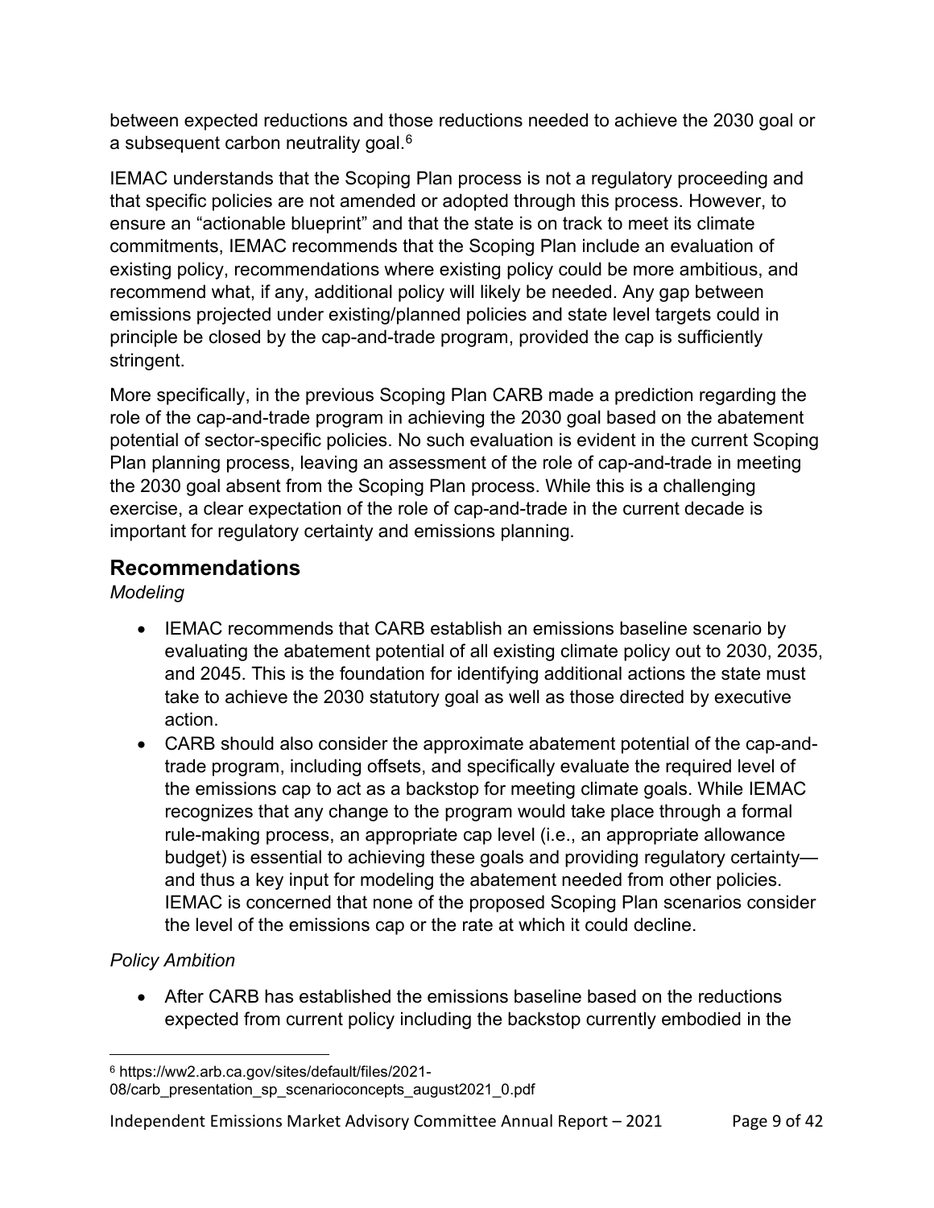between expected reductions and those reductions needed to achieve the 2030 goal or a subsequent carbon neutrality goal.[6]

IEMAC understands that the Scoping Plan process is not a regulatory proceeding and that specific policies are not amended or adopted through this process. However, to ensure an "actionable blueprint" and that the state is on track to meet its climate commitments, IEMAC recommends that the Scoping Plan include an evaluation of existing policy, recommendations where existing policy could be more ambitious, and recommend what, if any, additional policy will likely be needed. Any gap between emissions projected under existing/planned policies and state level targets could in principle be closed by the cap-and-trade program, provided the cap is sufficiently stringent.

More specifically, in the previous Scoping Plan CARB made a prediction regarding the role of the cap-and-trade program in achieving the 2030 goal based on the abatement potential of sector-specific policies. No such evaluation is evident in the current Scoping Plan planning process, leaving an assessment of the role of cap-and-trade in meeting the 2030 goal absent from the Scoping Plan process. While this is a challenging exercise, a clear expectation of the role of cap-and-trade in the current decade is important for regulatory certainty and emissions planning.

## Recommendations

*Modeling*

- IEMAC recommends that CARB establish an emissions baseline scenario by evaluating the abatement potential of all existing climate policy out to 2030, 2035, and 2045. This is the foundation for identifying additional actions the state must take to achieve the 2030 statutory goal as well as those directed by executive action.
- CARB should also consider the approximate abatement potential of the cap-and-trade program, including offsets, and specifically evaluate the required level of the emissions cap to act as a backstop for meeting climate goals. While IEMAC recognizes that any change to the program would take place through a formal rule-making process, an appropriate cap level (i.e., an appropriate allowance budget) is essential to achieving these goals and providing regulatory certainty—and thus a key input for modeling the abatement needed from other policies. IEMAC is concerned that none of the proposed Scoping Plan scenarios consider the level of the emissions cap or the rate at which it could decline.

*Policy Ambition*

- After CARB has established the emissions baseline based on the reductions expected from current policy including the backstop currently embodied in the

[6] https://ww2.arb.ca.gov/sites/default/files/2021-08/carb_presentation_sp_scenarioconcepts_august2021_0.pdf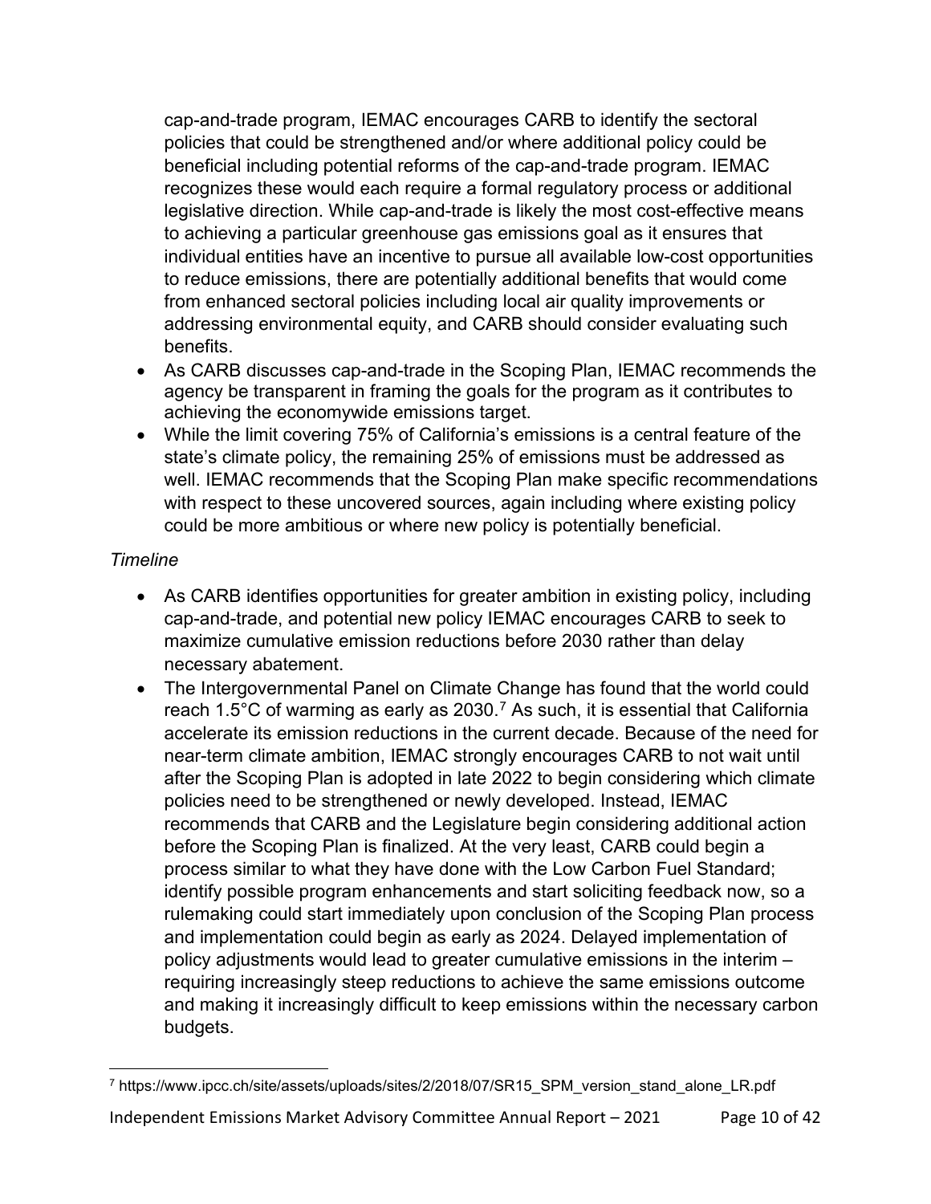cap-and-trade program, IEMAC encourages CARB to identify the sectoral policies that could be strengthened and/or where additional policy could be beneficial including potential reforms of the cap-and-trade program. IEMAC recognizes these would each require a formal regulatory process or additional legislative direction. While cap-and-trade is likely the most cost-effective means to achieving a particular greenhouse gas emissions goal as it ensures that individual entities have an incentive to pursue all available low-cost opportunities to reduce emissions, there are potentially additional benefits that would come from enhanced sectoral policies including local air quality improvements or addressing environmental equity, and CARB should consider evaluating such benefits.

- As CARB discusses cap-and-trade in the Scoping Plan, IEMAC recommends the agency be transparent in framing the goals for the program as it contributes to achieving the economywide emissions target.
- While the limit covering 75% of California's emissions is a central feature of the state's climate policy, the remaining 25% of emissions must be addressed as well. IEMAC recommends that the Scoping Plan make specific recommendations with respect to these uncovered sources, again including where existing policy could be more ambitious or where new policy is potentially beneficial.

*Timeline*

- As CARB identifies opportunities for greater ambition in existing policy, including cap-and-trade, and potential new policy IEMAC encourages CARB to seek to maximize cumulative emission reductions before 2030 rather than delay necessary abatement.
- The Intergovernmental Panel on Climate Change has found that the world could reach 1.5°C of warming as early as 2030.[7] As such, it is essential that California accelerate its emission reductions in the current decade. Because of the need for near-term climate ambition, IEMAC strongly encourages CARB to not wait until after the Scoping Plan is adopted in late 2022 to begin considering which climate policies need to be strengthened or newly developed. Instead, IEMAC recommends that CARB and the Legislature begin considering additional action before the Scoping Plan is finalized. At the very least, CARB could begin a process similar to what they have done with the Low Carbon Fuel Standard; identify possible program enhancements and start soliciting feedback now, so a rulemaking could start immediately upon conclusion of the Scoping Plan process and implementation could begin as early as 2024. Delayed implementation of policy adjustments would lead to greater cumulative emissions in the interim – requiring increasingly steep reductions to achieve the same emissions outcome and making it increasingly difficult to keep emissions within the necessary carbon budgets.

[7] https://www.ipcc.ch/site/assets/uploads/sites/2/2018/07/SR15_SPM_version_stand_alone_LR.pdf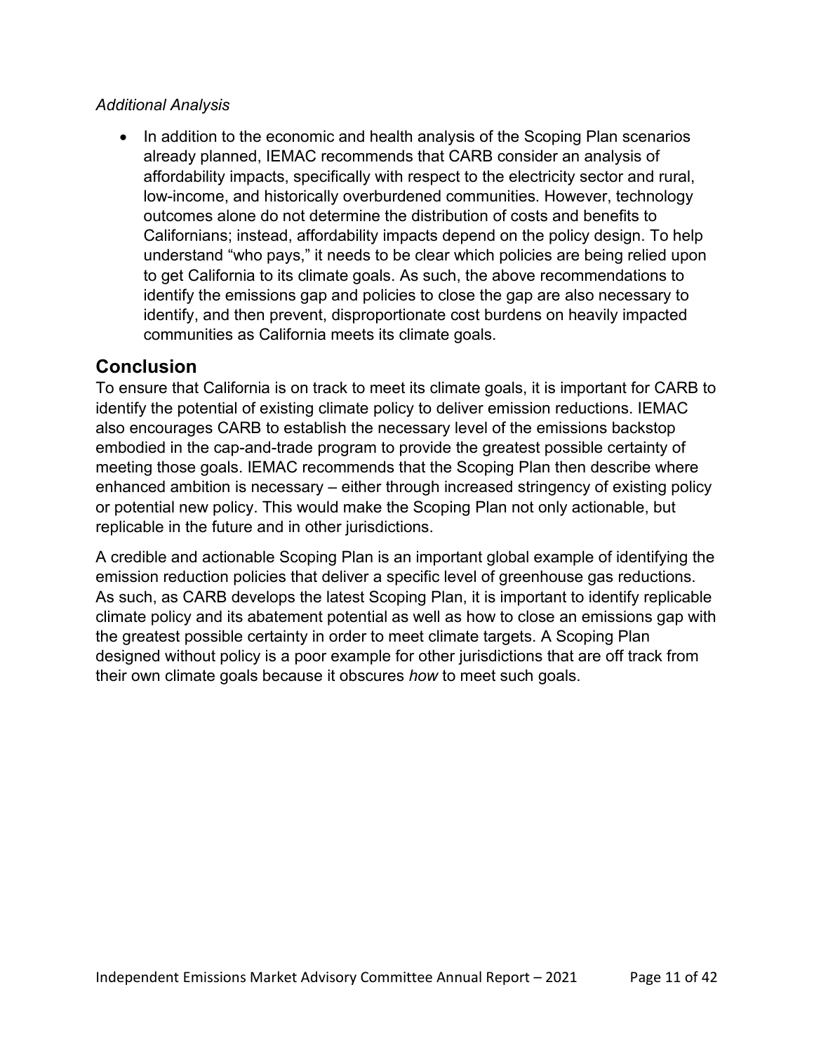*Additional Analysis*

- In addition to the economic and health analysis of the Scoping Plan scenarios already planned, IEMAC recommends that CARB consider an analysis of affordability impacts, specifically with respect to the electricity sector and rural, low-income, and historically overburdened communities. However, technology outcomes alone do not determine the distribution of costs and benefits to Californians; instead, affordability impacts depend on the policy design. To help understand "who pays," it needs to be clear which policies are being relied upon to get California to its climate goals. As such, the above recommendations to identify the emissions gap and policies to close the gap are also necessary to identify, and then prevent, disproportionate cost burdens on heavily impacted communities as California meets its climate goals.

## Conclusion

To ensure that California is on track to meet its climate goals, it is important for CARB to identify the potential of existing climate policy to deliver emission reductions. IEMAC also encourages CARB to establish the necessary level of the emissions backstop embodied in the cap-and-trade program to provide the greatest possible certainty of meeting those goals. IEMAC recommends that the Scoping Plan then describe where enhanced ambition is necessary – either through increased stringency of existing policy or potential new policy. This would make the Scoping Plan not only actionable, but replicable in the future and in other jurisdictions.

A credible and actionable Scoping Plan is an important global example of identifying the emission reduction policies that deliver a specific level of greenhouse gas reductions. As such, as CARB develops the latest Scoping Plan, it is important to identify replicable climate policy and its abatement potential as well as how to close an emissions gap with the greatest possible certainty in order to meet climate targets. A Scoping Plan designed without policy is a poor example for other jurisdictions that are off track from their own climate goals because it obscures *how* to meet such goals.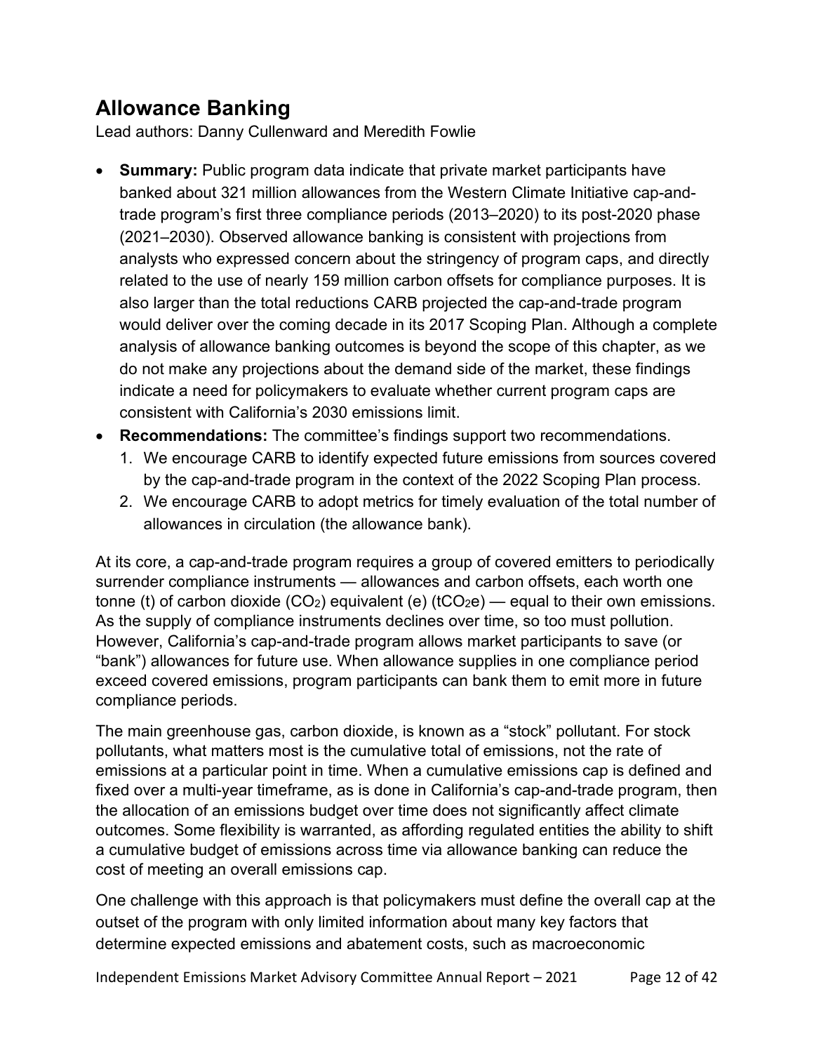## Allowance Banking

Lead authors: Danny Cullenward and Meredith Fowlie

- **Summary:** Public program data indicate that private market participants have banked about 321 million allowances from the Western Climate Initiative cap-and-trade program's first three compliance periods (2013–2020) to its post-2020 phase (2021–2030). Observed allowance banking is consistent with projections from analysts who expressed concern about the stringency of program caps, and directly related to the use of nearly 159 million carbon offsets for compliance purposes. It is also larger than the total reductions CARB projected the cap-and-trade program would deliver over the coming decade in its 2017 Scoping Plan. Although a complete analysis of allowance banking outcomes is beyond the scope of this chapter, as we do not make any projections about the demand side of the market, these findings indicate a need for policymakers to evaluate whether current program caps are consistent with California's 2030 emissions limit.
- **Recommendations:** The committee's findings support two recommendations.
  1. We encourage CARB to identify expected future emissions from sources covered by the cap-and-trade program in the context of the 2022 Scoping Plan process.
  2. We encourage CARB to adopt metrics for timely evaluation of the total number of allowances in circulation (the allowance bank).

At its core, a cap-and-trade program requires a group of covered emitters to periodically surrender compliance instruments — allowances and carbon offsets, each worth one tonne (t) of carbon dioxide ($CO_2$) equivalent (e) ($tCO_2e$) — equal to their own emissions. As the supply of compliance instruments declines over time, so too must pollution. However, California's cap-and-trade program allows market participants to save (or "bank") allowances for future use. When allowance supplies in one compliance period exceed covered emissions, program participants can bank them to emit more in future compliance periods.

The main greenhouse gas, carbon dioxide, is known as a "stock" pollutant. For stock pollutants, what matters most is the cumulative total of emissions, not the rate of emissions at a particular point in time. When a cumulative emissions cap is defined and fixed over a multi-year timeframe, as is done in California's cap-and-trade program, then the allocation of an emissions budget over time does not significantly affect climate outcomes. Some flexibility is warranted, as affording regulated entities the ability to shift a cumulative budget of emissions across time via allowance banking can reduce the cost of meeting an overall emissions cap.

One challenge with this approach is that policymakers must define the overall cap at the outset of the program with only limited information about many key factors that determine expected emissions and abatement costs, such as macroeconomic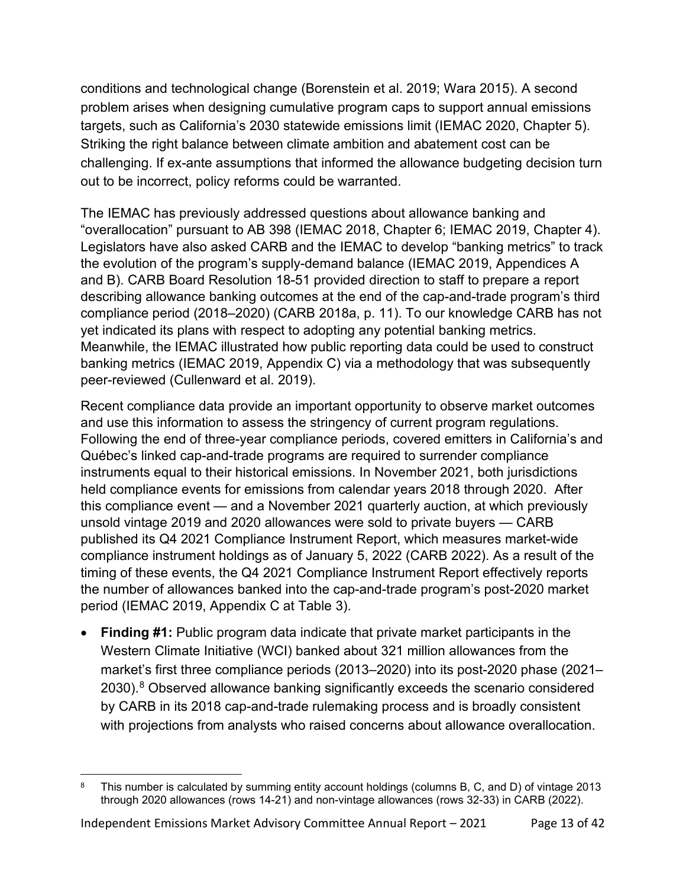conditions and technological change (Borenstein et al. 2019; Wara 2015). A second problem arises when designing cumulative program caps to support annual emissions targets, such as California's 2030 statewide emissions limit (IEMAC 2020, Chapter 5). Striking the right balance between climate ambition and abatement cost can be challenging. If ex-ante assumptions that informed the allowance budgeting decision turn out to be incorrect, policy reforms could be warranted.

The IEMAC has previously addressed questions about allowance banking and "overallocation" pursuant to AB 398 (IEMAC 2018, Chapter 6; IEMAC 2019, Chapter 4). Legislators have also asked CARB and the IEMAC to develop "banking metrics" to track the evolution of the program's supply-demand balance (IEMAC 2019, Appendices A and B). CARB Board Resolution 18-51 provided direction to staff to prepare a report describing allowance banking outcomes at the end of the cap-and-trade program's third compliance period (2018–2020) (CARB 2018a, p. 11). To our knowledge CARB has not yet indicated its plans with respect to adopting any potential banking metrics. Meanwhile, the IEMAC illustrated how public reporting data could be used to construct banking metrics (IEMAC 2019, Appendix C) via a methodology that was subsequently peer-reviewed (Cullenward et al. 2019).

Recent compliance data provide an important opportunity to observe market outcomes and use this information to assess the stringency of current program regulations. Following the end of three-year compliance periods, covered emitters in California's and Québec's linked cap-and-trade programs are required to surrender compliance instruments equal to their historical emissions. In November 2021, both jurisdictions held compliance events for emissions from calendar years 2018 through 2020. After this compliance event — and a November 2021 quarterly auction, at which previously unsold vintage 2019 and 2020 allowances were sold to private buyers — CARB published its Q4 2021 Compliance Instrument Report, which measures market-wide compliance instrument holdings as of January 5, 2022 (CARB 2022). As a result of the timing of these events, the Q4 2021 Compliance Instrument Report effectively reports the number of allowances banked into the cap-and-trade program's post-2020 market period (IEMAC 2019, Appendix C at Table 3).

- **Finding #1:** Public program data indicate that private market participants in the Western Climate Initiative (WCI) banked about 321 million allowances from the market's first three compliance periods (2013–2020) into its post-2020 phase (2021–2030).[8] Observed allowance banking significantly exceeds the scenario considered by CARB in its 2018 cap-and-trade rulemaking process and is broadly consistent with projections from analysts who raised concerns about allowance overallocation.

[8] This number is calculated by summing entity account holdings (columns B, C, and D) of vintage 2013 through 2020 allowances (rows 14-21) and non-vintage allowances (rows 32-33) in CARB (2022).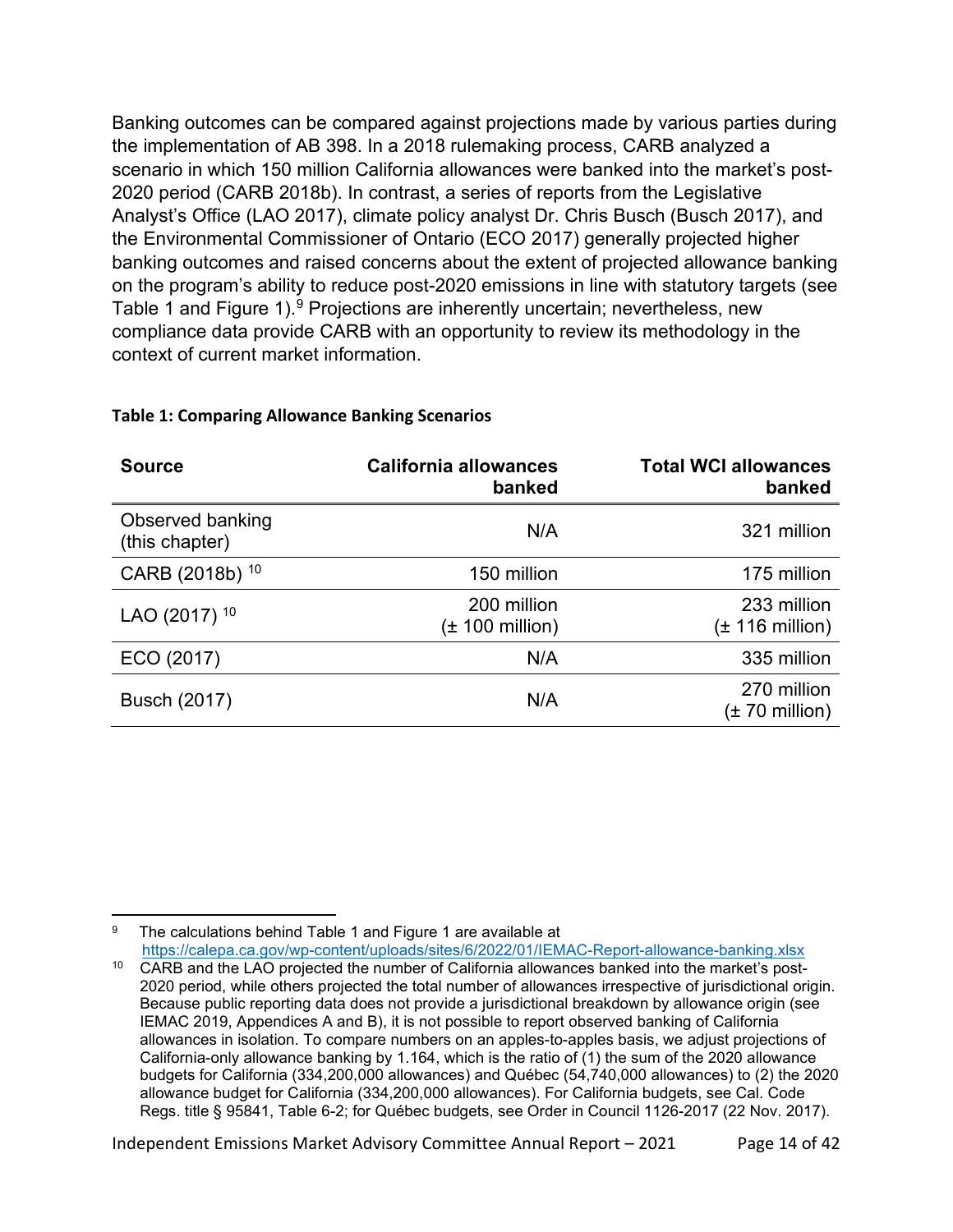Banking outcomes can be compared against projections made by various parties during the implementation of AB 398. In a 2018 rulemaking process, CARB analyzed a scenario in which 150 million California allowances were banked into the market's post-2020 period (CARB 2018b). In contrast, a series of reports from the Legislative Analyst's Office (LAO 2017), climate policy analyst Dr. Chris Busch (Busch 2017), and the Environmental Commissioner of Ontario (ECO 2017) generally projected higher banking outcomes and raised concerns about the extent of projected allowance banking on the program's ability to reduce post-2020 emissions in line with statutory targets (see Table 1 and Figure 1).[9] Projections are inherently uncertain; nevertheless, new compliance data provide CARB with an opportunity to review its methodology in the context of current market information.

**Table 1: Comparing Allowance Banking Scenarios**

| Source | California allowances banked | Total WCI allowances banked |
|---|---:|---:|
| Observed banking (this chapter) | N/A | 321 million |
| CARB (2018b) [10] | 150 million | 175 million |
| LAO (2017) [10] | 200 million (± 100 million) | 233 million (± 116 million) |
| ECO (2017) | N/A | 335 million |
| Busch (2017) | N/A | 270 million (± 70 million) |

[9] The calculations behind Table 1 and Figure 1 are available at https://calepa.ca.gov/wp-content/uploads/sites/6/2022/01/IEMAC-Report-allowance-banking.xlsx

[10] CARB and the LAO projected the number of California allowances banked into the market's post-2020 period, while others projected the total number of allowances irrespective of jurisdictional origin. Because public reporting data does not provide a jurisdictional breakdown by allowance origin (see IEMAC 2019, Appendices A and B), it is not possible to report observed banking of California allowances in isolation. To compare numbers on an apples-to-apples basis, we adjust projections of California-only allowance banking by 1.164, which is the ratio of (1) the sum of the 2020 allowance budgets for California (334,200,000 allowances) and Québec (54,740,000 allowances) to (2) the 2020 allowance budget for California (334,200,000 allowances). For California budgets, see Cal. Code Regs. title § 95841, Table 6-2; for Québec budgets, see Order in Council 1126-2017 (22 Nov. 2017).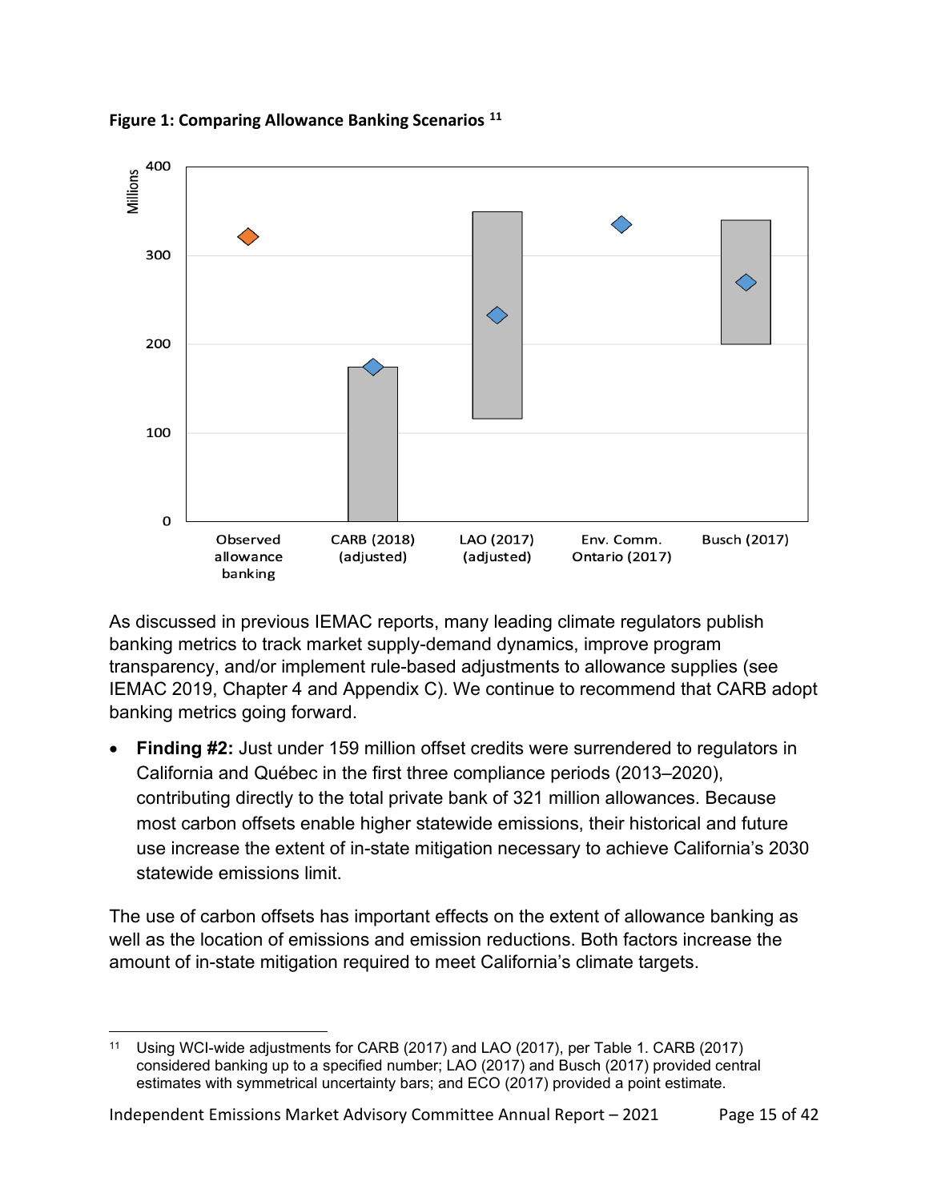**Figure 1: Comparing Allowance Banking Scenarios** [11]

As discussed in previous IEMAC reports, many leading climate regulators publish banking metrics to track market supply-demand dynamics, improve program transparency, and/or implement rule-based adjustments to allowance supplies (see IEMAC 2019, Chapter 4 and Appendix C). We continue to recommend that CARB adopt banking metrics going forward.

- **Finding #2:** Just under 159 million offset credits were surrendered to regulators in California and Québec in the first three compliance periods (2013–2020), contributing directly to the total private bank of 321 million allowances. Because most carbon offsets enable higher statewide emissions, their historical and future use increase the extent of in-state mitigation necessary to achieve California's 2030 statewide emissions limit.

The use of carbon offsets has important effects on the extent of allowance banking as well as the location of emissions and emission reductions. Both factors increase the amount of in-state mitigation required to meet California's climate targets.

---

[11] Using WCI-wide adjustments for CARB (2017) and LAO (2017), per Table 1. CARB (2017) considered banking up to a specified number; LAO (2017) and Busch (2017) provided central estimates with symmetrical uncertainty bars; and ECO (2017) provided a point estimate.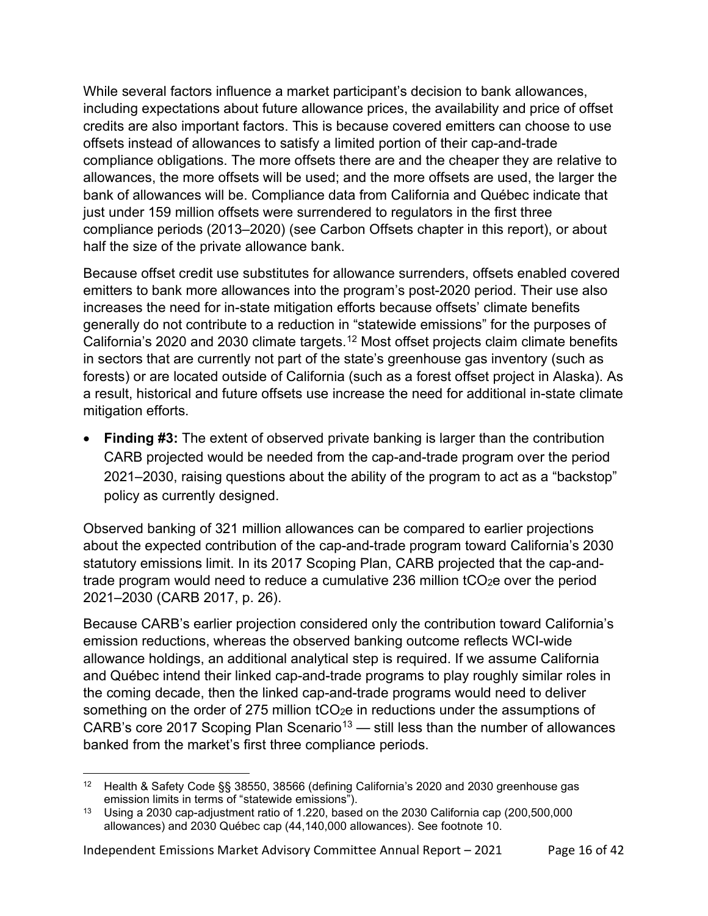While several factors influence a market participant's decision to bank allowances, including expectations about future allowance prices, the availability and price of offset credits are also important factors. This is because covered emitters can choose to use offsets instead of allowances to satisfy a limited portion of their cap-and-trade compliance obligations. The more offsets there are and the cheaper they are relative to allowances, the more offsets will be used; and the more offsets are used, the larger the bank of allowances will be. Compliance data from California and Québec indicate that just under 159 million offsets were surrendered to regulators in the first three compliance periods (2013–2020) (see Carbon Offsets chapter in this report), or about half the size of the private allowance bank.

Because offset credit use substitutes for allowance surrenders, offsets enabled covered emitters to bank more allowances into the program's post-2020 period. Their use also increases the need for in-state mitigation efforts because offsets' climate benefits generally do not contribute to a reduction in "statewide emissions" for the purposes of California's 2020 and 2030 climate targets.[12] Most offset projects claim climate benefits in sectors that are currently not part of the state's greenhouse gas inventory (such as forests) or are located outside of California (such as a forest offset project in Alaska). As a result, historical and future offsets use increase the need for additional in-state climate mitigation efforts.

- **Finding #3:** The extent of observed private banking is larger than the contribution CARB projected would be needed from the cap-and-trade program over the period 2021–2030, raising questions about the ability of the program to act as a "backstop" policy as currently designed.

Observed banking of 321 million allowances can be compared to earlier projections about the expected contribution of the cap-and-trade program toward California's 2030 statutory emissions limit. In its 2017 Scoping Plan, CARB projected that the cap-and-trade program would need to reduce a cumulative 236 million $tCO_2e$ over the period 2021–2030 (CARB 2017, p. 26).

Because CARB's earlier projection considered only the contribution toward California's emission reductions, whereas the observed banking outcome reflects WCI-wide allowance holdings, an additional analytical step is required. If we assume California and Québec intend their linked cap-and-trade programs to play roughly similar roles in the coming decade, then the linked cap-and-trade programs would need to deliver something on the order of 275 million $tCO_2e$ in reductions under the assumptions of CARB's core 2017 Scoping Plan Scenario[13] — still less than the number of allowances banked from the market's first three compliance periods.

[12] Health & Safety Code §§ 38550, 38566 (defining California's 2020 and 2030 greenhouse gas emission limits in terms of "statewide emissions").

[13] Using a 2030 cap-adjustment ratio of 1.220, based on the 2030 California cap (200,500,000 allowances) and 2030 Québec cap (44,140,000 allowances). See footnote 10.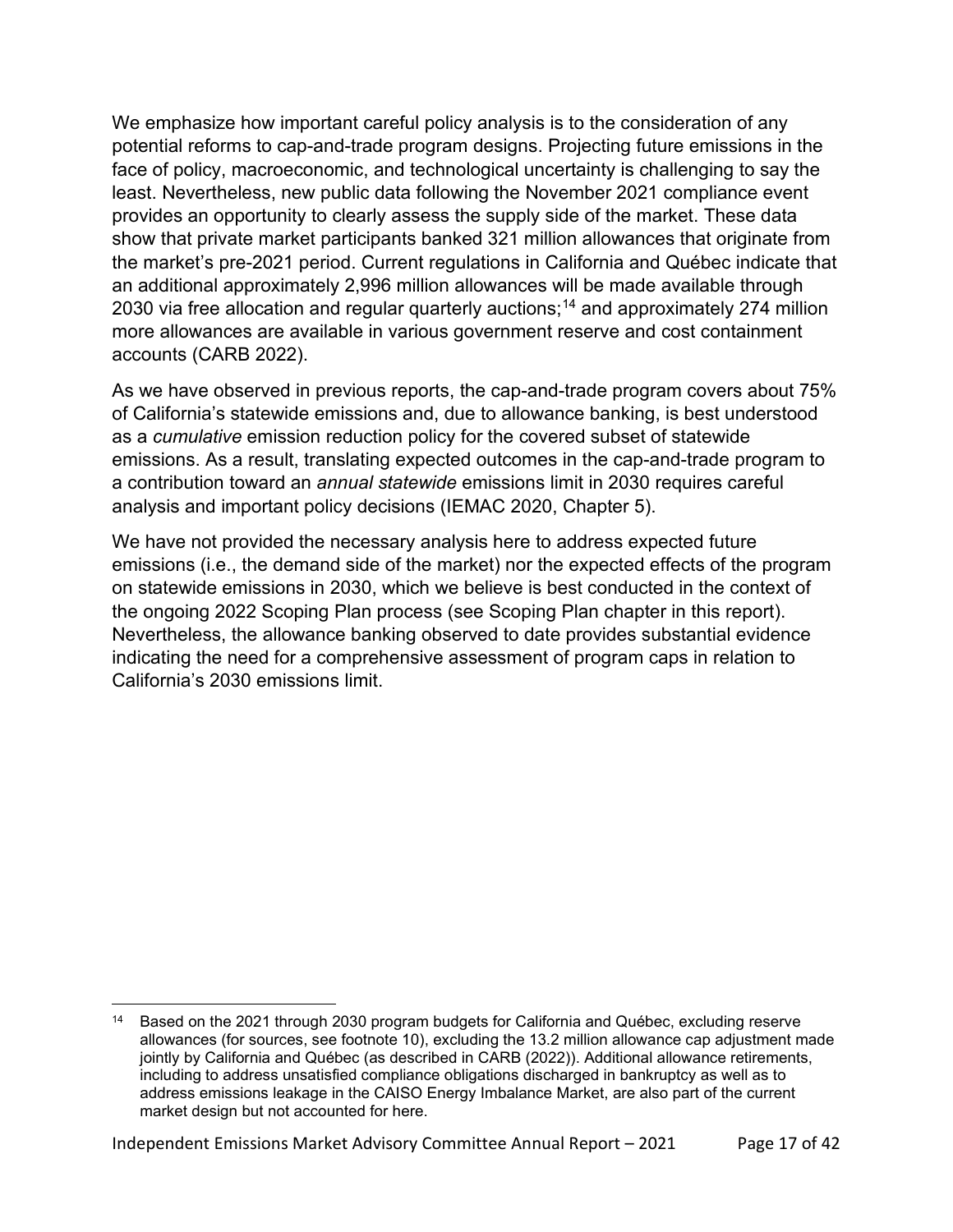We emphasize how important careful policy analysis is to the consideration of any potential reforms to cap-and-trade program designs. Projecting future emissions in the face of policy, macroeconomic, and technological uncertainty is challenging to say the least. Nevertheless, new public data following the November 2021 compliance event provides an opportunity to clearly assess the supply side of the market. These data show that private market participants banked 321 million allowances that originate from the market's pre-2021 period. Current regulations in California and Québec indicate that an additional approximately 2,996 million allowances will be made available through 2030 via free allocation and regular quarterly auctions;[14] and approximately 274 million more allowances are available in various government reserve and cost containment accounts (CARB 2022).

As we have observed in previous reports, the cap-and-trade program covers about 75% of California's statewide emissions and, due to allowance banking, is best understood as a *cumulative* emission reduction policy for the covered subset of statewide emissions. As a result, translating expected outcomes in the cap-and-trade program to a contribution toward an *annual statewide* emissions limit in 2030 requires careful analysis and important policy decisions (IEMAC 2020, Chapter 5).

We have not provided the necessary analysis here to address expected future emissions (i.e., the demand side of the market) nor the expected effects of the program on statewide emissions in 2030, which we believe is best conducted in the context of the ongoing 2022 Scoping Plan process (see Scoping Plan chapter in this report). Nevertheless, the allowance banking observed to date provides substantial evidence indicating the need for a comprehensive assessment of program caps in relation to California's 2030 emissions limit.

---

[14] Based on the 2021 through 2030 program budgets for California and Québec, excluding reserve allowances (for sources, see footnote 10), excluding the 13.2 million allowance cap adjustment made jointly by California and Québec (as described in CARB (2022)). Additional allowance retirements, including to address unsatisfied compliance obligations discharged in bankruptcy as well as to address emissions leakage in the CAISO Energy Imbalance Market, are also part of the current market design but not accounted for here.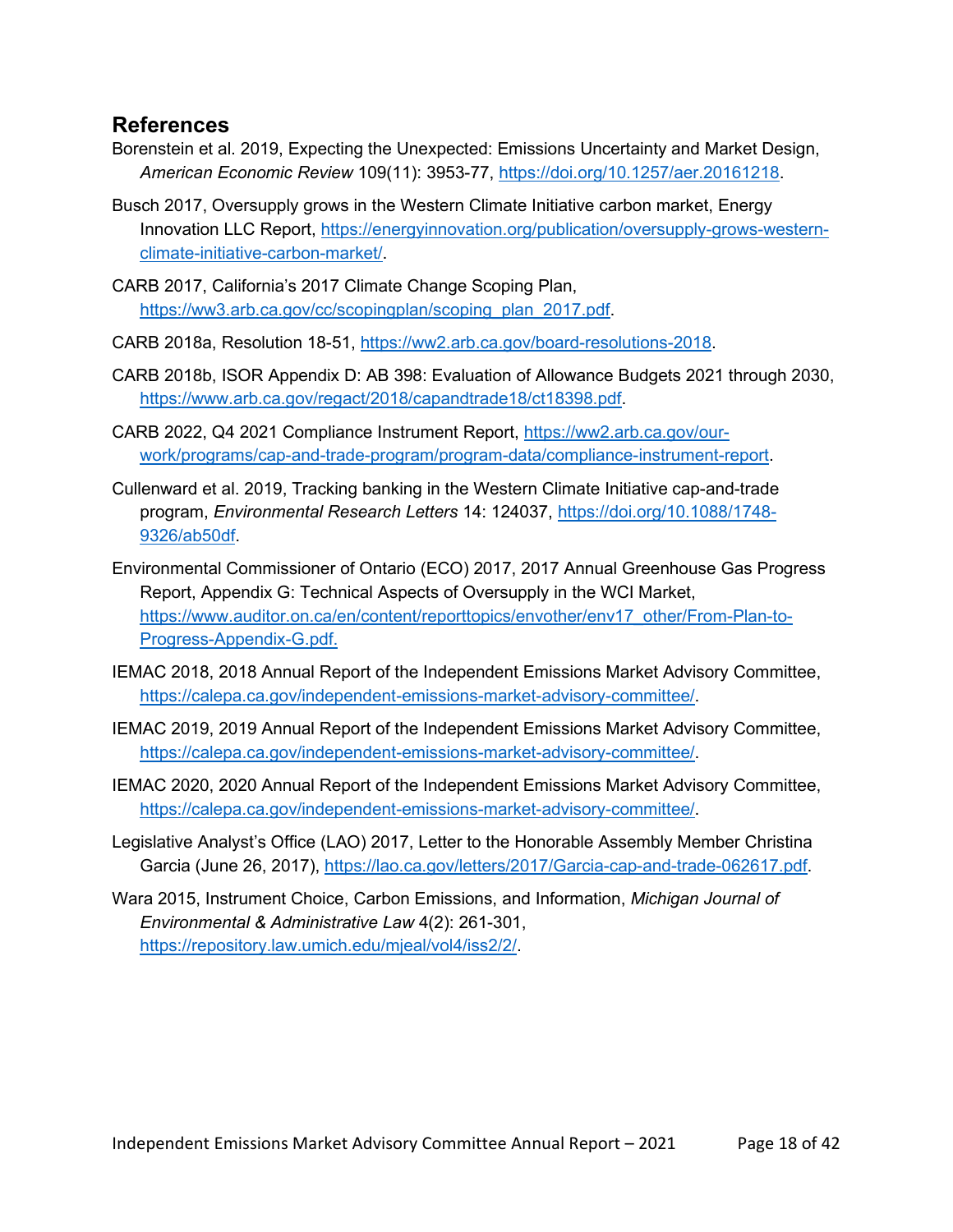## References

Borenstein et al. 2019, Expecting the Unexpected: Emissions Uncertainty and Market Design, *American Economic Review* 109(11): 3953-77, https://doi.org/10.1257/aer.20161218.

Busch 2017, Oversupply grows in the Western Climate Initiative carbon market, Energy Innovation LLC Report, https://energyinnovation.org/publication/oversupply-grows-western-climate-initiative-carbon-market/.

CARB 2017, California's 2017 Climate Change Scoping Plan, https://ww3.arb.ca.gov/cc/scopingplan/scoping_plan_2017.pdf.

CARB 2018a, Resolution 18-51, https://ww2.arb.ca.gov/board-resolutions-2018.

CARB 2018b, ISOR Appendix D: AB 398: Evaluation of Allowance Budgets 2021 through 2030, https://www.arb.ca.gov/regact/2018/capandtrade18/ct18398.pdf.

CARB 2022, Q4 2021 Compliance Instrument Report, https://ww2.arb.ca.gov/our-work/programs/cap-and-trade-program/program-data/compliance-instrument-report.

Cullenward et al. 2019, Tracking banking in the Western Climate Initiative cap-and-trade program, *Environmental Research Letters* 14: 124037, https://doi.org/10.1088/1748-9326/ab50df.

Environmental Commissioner of Ontario (ECO) 2017, 2017 Annual Greenhouse Gas Progress Report, Appendix G: Technical Aspects of Oversupply in the WCI Market, https://www.auditor.on.ca/en/content/reporttopics/envother/env17_other/From-Plan-to-Progress-Appendix-G.pdf.

IEMAC 2018, 2018 Annual Report of the Independent Emissions Market Advisory Committee, https://calepa.ca.gov/independent-emissions-market-advisory-committee/.

IEMAC 2019, 2019 Annual Report of the Independent Emissions Market Advisory Committee, https://calepa.ca.gov/independent-emissions-market-advisory-committee/.

IEMAC 2020, 2020 Annual Report of the Independent Emissions Market Advisory Committee, https://calepa.ca.gov/independent-emissions-market-advisory-committee/.

Legislative Analyst's Office (LAO) 2017, Letter to the Honorable Assembly Member Christina Garcia (June 26, 2017), https://lao.ca.gov/letters/2017/Garcia-cap-and-trade-062617.pdf.

Wara 2015, Instrument Choice, Carbon Emissions, and Information, *Michigan Journal of Environmental & Administrative Law* 4(2): 261-301, https://repository.law.umich.edu/mjeal/vol4/iss2/2/.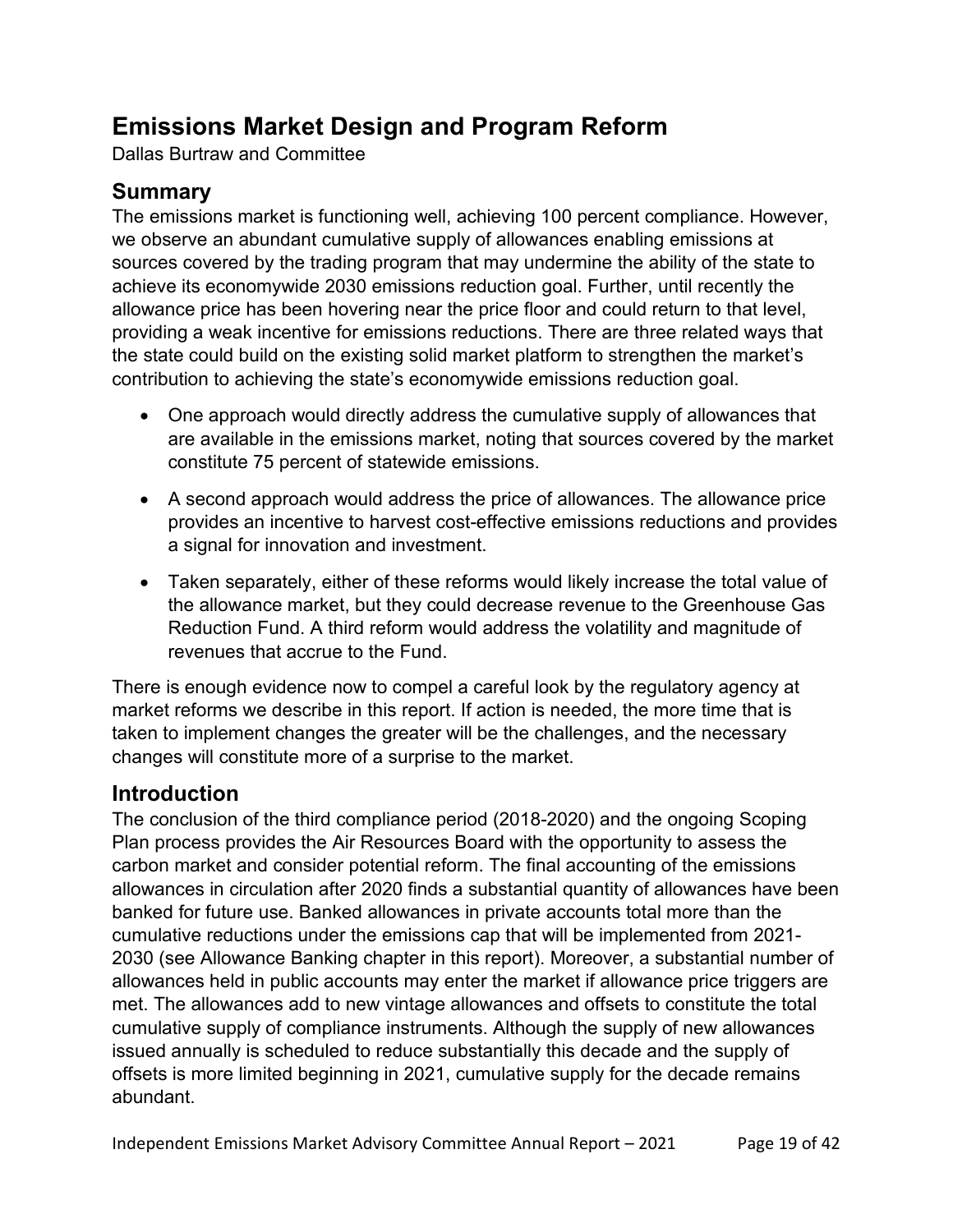# Emissions Market Design and Program Reform

Dallas Burtraw and Committee

## Summary

The emissions market is functioning well, achieving 100 percent compliance. However, we observe an abundant cumulative supply of allowances enabling emissions at sources covered by the trading program that may undermine the ability of the state to achieve its economywide 2030 emissions reduction goal. Further, until recently the allowance price has been hovering near the price floor and could return to that level, providing a weak incentive for emissions reductions. There are three related ways that the state could build on the existing solid market platform to strengthen the market's contribution to achieving the state's economywide emissions reduction goal.

- One approach would directly address the cumulative supply of allowances that are available in the emissions market, noting that sources covered by the market constitute 75 percent of statewide emissions.
- A second approach would address the price of allowances. The allowance price provides an incentive to harvest cost-effective emissions reductions and provides a signal for innovation and investment.
- Taken separately, either of these reforms would likely increase the total value of the allowance market, but they could decrease revenue to the Greenhouse Gas Reduction Fund. A third reform would address the volatility and magnitude of revenues that accrue to the Fund.

There is enough evidence now to compel a careful look by the regulatory agency at market reforms we describe in this report. If action is needed, the more time that is taken to implement changes the greater will be the challenges, and the necessary changes will constitute more of a surprise to the market.

## Introduction

The conclusion of the third compliance period (2018-2020) and the ongoing Scoping Plan process provides the Air Resources Board with the opportunity to assess the carbon market and consider potential reform. The final accounting of the emissions allowances in circulation after 2020 finds a substantial quantity of allowances have been banked for future use. Banked allowances in private accounts total more than the cumulative reductions under the emissions cap that will be implemented from 2021-2030 (see Allowance Banking chapter in this report). Moreover, a substantial number of allowances held in public accounts may enter the market if allowance price triggers are met. The allowances add to new vintage allowances and offsets to constitute the total cumulative supply of compliance instruments. Although the supply of new allowances issued annually is scheduled to reduce substantially this decade and the supply of offsets is more limited beginning in 2021, cumulative supply for the decade remains abundant.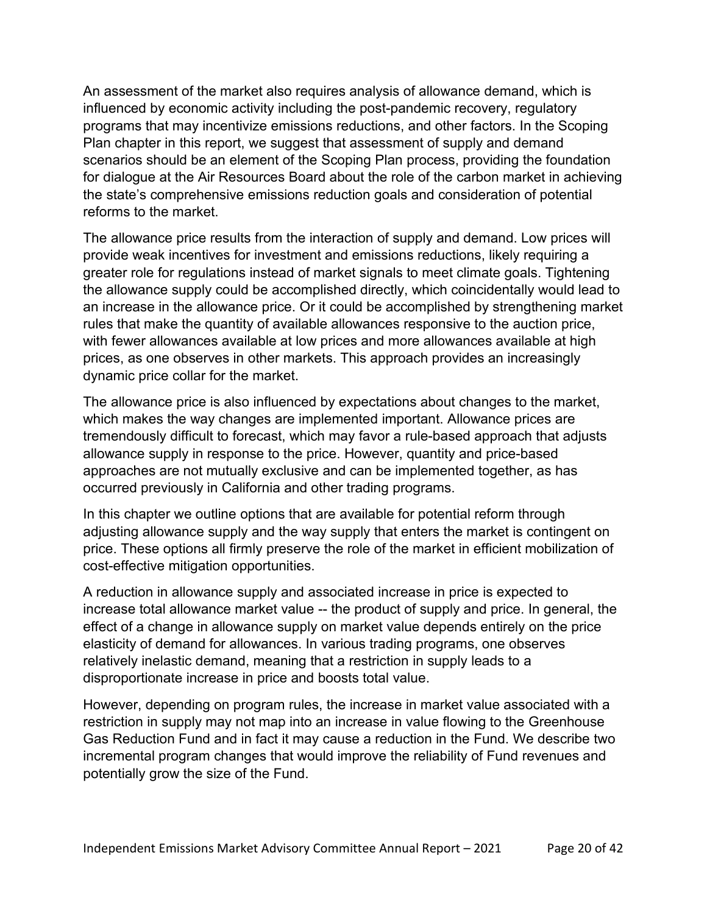An assessment of the market also requires analysis of allowance demand, which is influenced by economic activity including the post-pandemic recovery, regulatory programs that may incentivize emissions reductions, and other factors. In the Scoping Plan chapter in this report, we suggest that assessment of supply and demand scenarios should be an element of the Scoping Plan process, providing the foundation for dialogue at the Air Resources Board about the role of the carbon market in achieving the state's comprehensive emissions reduction goals and consideration of potential reforms to the market.

The allowance price results from the interaction of supply and demand. Low prices will provide weak incentives for investment and emissions reductions, likely requiring a greater role for regulations instead of market signals to meet climate goals. Tightening the allowance supply could be accomplished directly, which coincidentally would lead to an increase in the allowance price. Or it could be accomplished by strengthening market rules that make the quantity of available allowances responsive to the auction price, with fewer allowances available at low prices and more allowances available at high prices, as one observes in other markets. This approach provides an increasingly dynamic price collar for the market.

The allowance price is also influenced by expectations about changes to the market, which makes the way changes are implemented important. Allowance prices are tremendously difficult to forecast, which may favor a rule-based approach that adjusts allowance supply in response to the price. However, quantity and price-based approaches are not mutually exclusive and can be implemented together, as has occurred previously in California and other trading programs.

In this chapter we outline options that are available for potential reform through adjusting allowance supply and the way supply that enters the market is contingent on price. These options all firmly preserve the role of the market in efficient mobilization of cost-effective mitigation opportunities.

A reduction in allowance supply and associated increase in price is expected to increase total allowance market value -- the product of supply and price. In general, the effect of a change in allowance supply on market value depends entirely on the price elasticity of demand for allowances. In various trading programs, one observes relatively inelastic demand, meaning that a restriction in supply leads to a disproportionate increase in price and boosts total value.

However, depending on program rules, the increase in market value associated with a restriction in supply may not map into an increase in value flowing to the Greenhouse Gas Reduction Fund and in fact it may cause a reduction in the Fund. We describe two incremental program changes that would improve the reliability of Fund revenues and potentially grow the size of the Fund.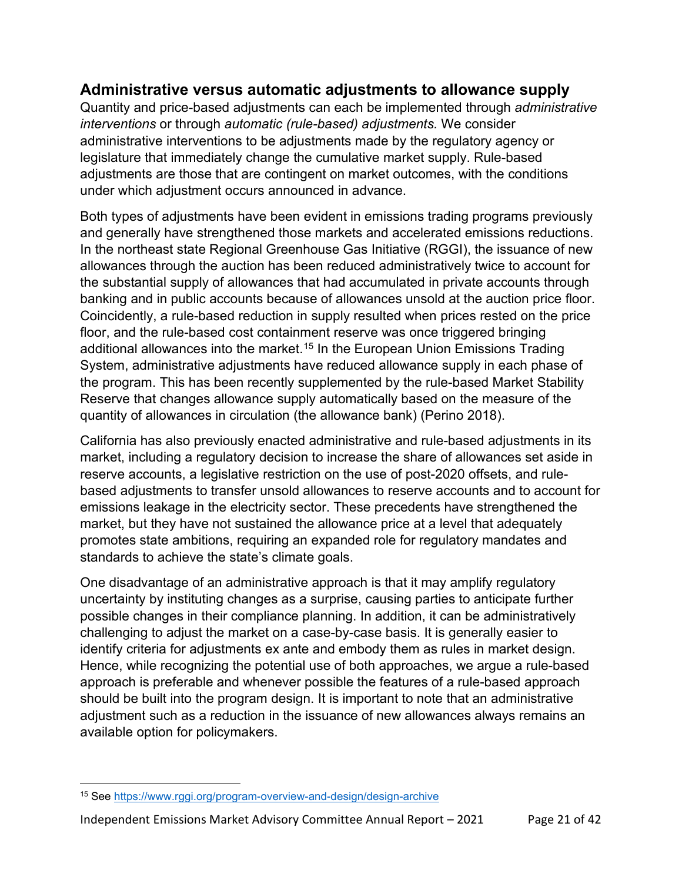## Administrative versus automatic adjustments to allowance supply

Quantity and price-based adjustments can each be implemented through *administrative interventions* or through *automatic (rule-based) adjustments.* We consider administrative interventions to be adjustments made by the regulatory agency or legislature that immediately change the cumulative market supply. Rule-based adjustments are those that are contingent on market outcomes, with the conditions under which adjustment occurs announced in advance.

Both types of adjustments have been evident in emissions trading programs previously and generally have strengthened those markets and accelerated emissions reductions. In the northeast state Regional Greenhouse Gas Initiative (RGGI), the issuance of new allowances through the auction has been reduced administratively twice to account for the substantial supply of allowances that had accumulated in private accounts through banking and in public accounts because of allowances unsold at the auction price floor. Coincidently, a rule-based reduction in supply resulted when prices rested on the price floor, and the rule-based cost containment reserve was once triggered bringing additional allowances into the market.[15] In the European Union Emissions Trading System, administrative adjustments have reduced allowance supply in each phase of the program. This has been recently supplemented by the rule-based Market Stability Reserve that changes allowance supply automatically based on the measure of the quantity of allowances in circulation (the allowance bank) (Perino 2018).

California has also previously enacted administrative and rule-based adjustments in its market, including a regulatory decision to increase the share of allowances set aside in reserve accounts, a legislative restriction on the use of post-2020 offsets, and rule-based adjustments to transfer unsold allowances to reserve accounts and to account for emissions leakage in the electricity sector. These precedents have strengthened the market, but they have not sustained the allowance price at a level that adequately promotes state ambitions, requiring an expanded role for regulatory mandates and standards to achieve the state's climate goals.

One disadvantage of an administrative approach is that it may amplify regulatory uncertainty by instituting changes as a surprise, causing parties to anticipate further possible changes in their compliance planning. In addition, it can be administratively challenging to adjust the market on a case-by-case basis. It is generally easier to identify criteria for adjustments ex ante and embody them as rules in market design. Hence, while recognizing the potential use of both approaches, we argue a rule-based approach is preferable and whenever possible the features of a rule-based approach should be built into the program design. It is important to note that an administrative adjustment such as a reduction in the issuance of new allowances always remains an available option for policymakers.

---

[15] See https://www.rggi.org/program-overview-and-design/design-archive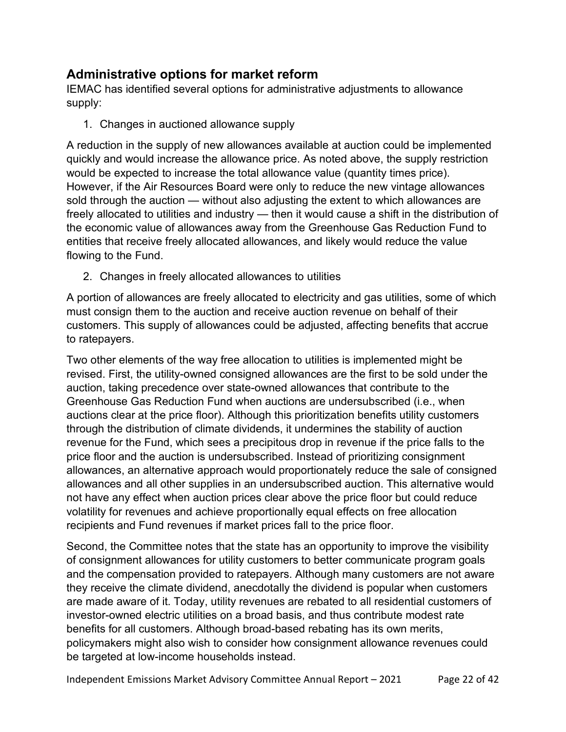## Administrative options for market reform

IEMAC has identified several options for administrative adjustments to allowance supply:

1. Changes in auctioned allowance supply

A reduction in the supply of new allowances available at auction could be implemented quickly and would increase the allowance price. As noted above, the supply restriction would be expected to increase the total allowance value (quantity times price). However, if the Air Resources Board were only to reduce the new vintage allowances sold through the auction — without also adjusting the extent to which allowances are freely allocated to utilities and industry — then it would cause a shift in the distribution of the economic value of allowances away from the Greenhouse Gas Reduction Fund to entities that receive freely allocated allowances, and likely would reduce the value flowing to the Fund.

2. Changes in freely allocated allowances to utilities

A portion of allowances are freely allocated to electricity and gas utilities, some of which must consign them to the auction and receive auction revenue on behalf of their customers. This supply of allowances could be adjusted, affecting benefits that accrue to ratepayers.

Two other elements of the way free allocation to utilities is implemented might be revised. First, the utility-owned consigned allowances are the first to be sold under the auction, taking precedence over state-owned allowances that contribute to the Greenhouse Gas Reduction Fund when auctions are undersubscribed (i.e., when auctions clear at the price floor). Although this prioritization benefits utility customers through the distribution of climate dividends, it undermines the stability of auction revenue for the Fund, which sees a precipitous drop in revenue if the price falls to the price floor and the auction is undersubscribed. Instead of prioritizing consignment allowances, an alternative approach would proportionately reduce the sale of consigned allowances and all other supplies in an undersubscribed auction. This alternative would not have any effect when auction prices clear above the price floor but could reduce volatility for revenues and achieve proportionally equal effects on free allocation recipients and Fund revenues if market prices fall to the price floor.

Second, the Committee notes that the state has an opportunity to improve the visibility of consignment allowances for utility customers to better communicate program goals and the compensation provided to ratepayers. Although many customers are not aware they receive the climate dividend, anecdotally the dividend is popular when customers are made aware of it. Today, utility revenues are rebated to all residential customers of investor-owned electric utilities on a broad basis, and thus contribute modest rate benefits for all customers. Although broad-based rebating has its own merits, policymakers might also wish to consider how consignment allowance revenues could be targeted at low-income households instead.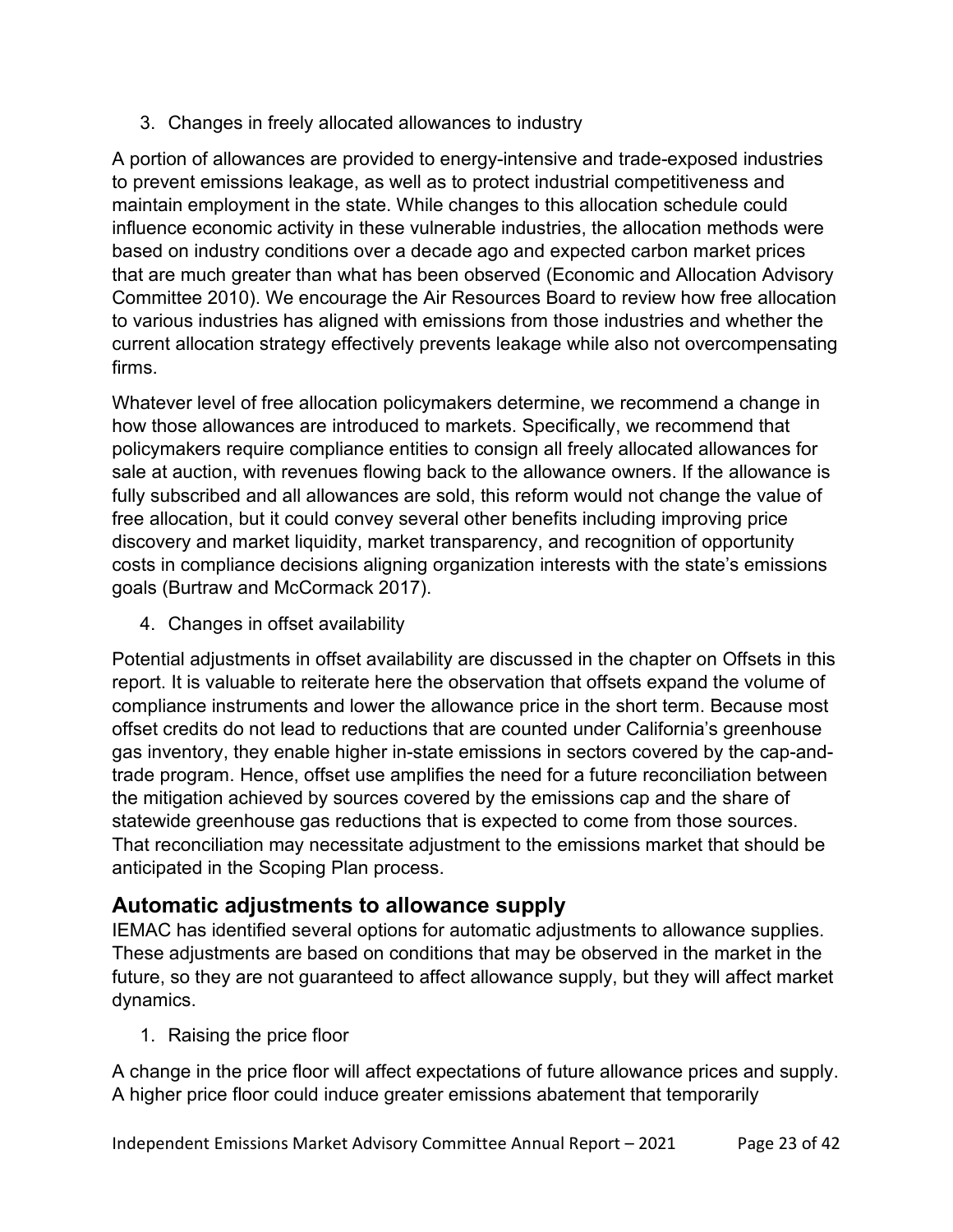3. Changes in freely allocated allowances to industry

A portion of allowances are provided to energy-intensive and trade-exposed industries to prevent emissions leakage, as well as to protect industrial competitiveness and maintain employment in the state. While changes to this allocation schedule could influence economic activity in these vulnerable industries, the allocation methods were based on industry conditions over a decade ago and expected carbon market prices that are much greater than what has been observed (Economic and Allocation Advisory Committee 2010). We encourage the Air Resources Board to review how free allocation to various industries has aligned with emissions from those industries and whether the current allocation strategy effectively prevents leakage while also not overcompensating firms.

Whatever level of free allocation policymakers determine, we recommend a change in how those allowances are introduced to markets. Specifically, we recommend that policymakers require compliance entities to consign all freely allocated allowances for sale at auction, with revenues flowing back to the allowance owners. If the allowance is fully subscribed and all allowances are sold, this reform would not change the value of free allocation, but it could convey several other benefits including improving price discovery and market liquidity, market transparency, and recognition of opportunity costs in compliance decisions aligning organization interests with the state's emissions goals (Burtraw and McCormack 2017).

4. Changes in offset availability

Potential adjustments in offset availability are discussed in the chapter on Offsets in this report. It is valuable to reiterate here the observation that offsets expand the volume of compliance instruments and lower the allowance price in the short term. Because most offset credits do not lead to reductions that are counted under California's greenhouse gas inventory, they enable higher in-state emissions in sectors covered by the cap-and-trade program. Hence, offset use amplifies the need for a future reconciliation between the mitigation achieved by sources covered by the emissions cap and the share of statewide greenhouse gas reductions that is expected to come from those sources. That reconciliation may necessitate adjustment to the emissions market that should be anticipated in the Scoping Plan process.

## Automatic adjustments to allowance supply

IEMAC has identified several options for automatic adjustments to allowance supplies. These adjustments are based on conditions that may be observed in the market in the future, so they are not guaranteed to affect allowance supply, but they will affect market dynamics.

1. Raising the price floor

A change in the price floor will affect expectations of future allowance prices and supply. A higher price floor could induce greater emissions abatement that temporarily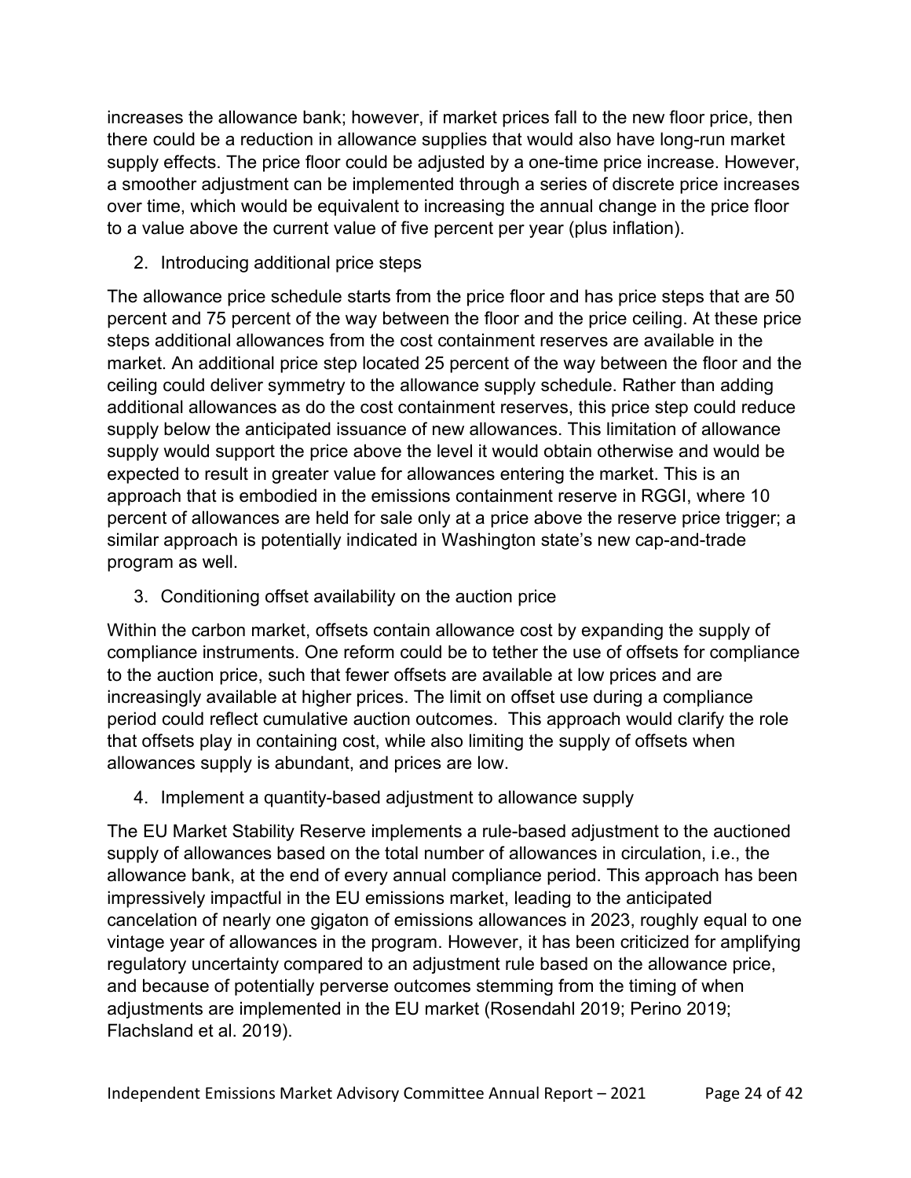increases the allowance bank; however, if market prices fall to the new floor price, then there could be a reduction in allowance supplies that would also have long-run market supply effects. The price floor could be adjusted by a one-time price increase. However, a smoother adjustment can be implemented through a series of discrete price increases over time, which would be equivalent to increasing the annual change in the price floor to a value above the current value of five percent per year (plus inflation).

2. Introducing additional price steps

The allowance price schedule starts from the price floor and has price steps that are 50 percent and 75 percent of the way between the floor and the price ceiling. At these price steps additional allowances from the cost containment reserves are available in the market. An additional price step located 25 percent of the way between the floor and the ceiling could deliver symmetry to the allowance supply schedule. Rather than adding additional allowances as do the cost containment reserves, this price step could reduce supply below the anticipated issuance of new allowances. This limitation of allowance supply would support the price above the level it would obtain otherwise and would be expected to result in greater value for allowances entering the market. This is an approach that is embodied in the emissions containment reserve in RGGI, where 10 percent of allowances are held for sale only at a price above the reserve price trigger; a similar approach is potentially indicated in Washington state's new cap-and-trade program as well.

3. Conditioning offset availability on the auction price

Within the carbon market, offsets contain allowance cost by expanding the supply of compliance instruments. One reform could be to tether the use of offsets for compliance to the auction price, such that fewer offsets are available at low prices and are increasingly available at higher prices. The limit on offset use during a compliance period could reflect cumulative auction outcomes. This approach would clarify the role that offsets play in containing cost, while also limiting the supply of offsets when allowances supply is abundant, and prices are low.

4. Implement a quantity-based adjustment to allowance supply

The EU Market Stability Reserve implements a rule-based adjustment to the auctioned supply of allowances based on the total number of allowances in circulation, i.e., the allowance bank, at the end of every annual compliance period. This approach has been impressively impactful in the EU emissions market, leading to the anticipated cancelation of nearly one gigaton of emissions allowances in 2023, roughly equal to one vintage year of allowances in the program. However, it has been criticized for amplifying regulatory uncertainty compared to an adjustment rule based on the allowance price, and because of potentially perverse outcomes stemming from the timing of when adjustments are implemented in the EU market (Rosendahl 2019; Perino 2019; Flachsland et al. 2019).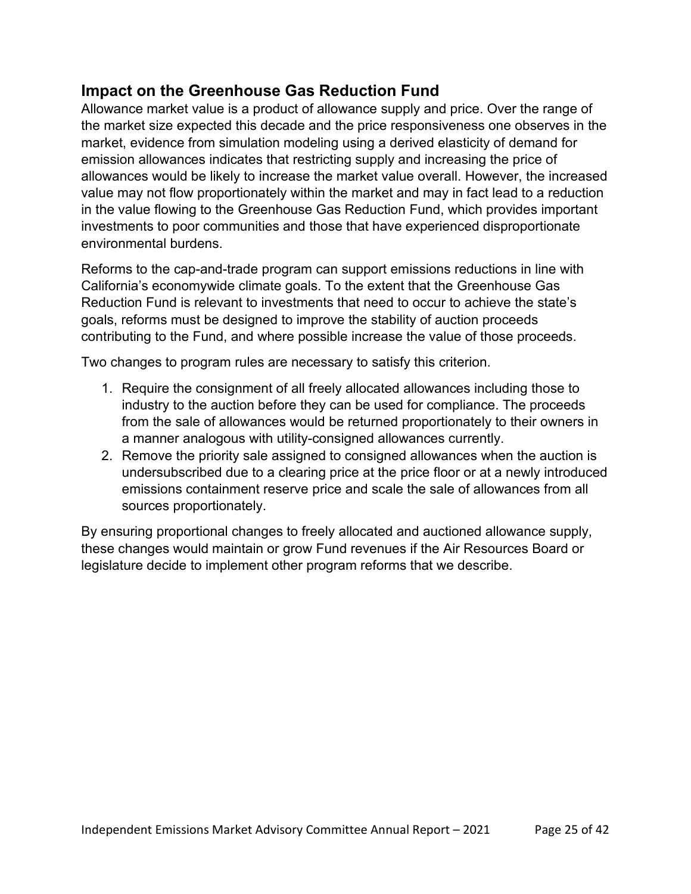## Impact on the Greenhouse Gas Reduction Fund

Allowance market value is a product of allowance supply and price. Over the range of the market size expected this decade and the price responsiveness one observes in the market, evidence from simulation modeling using a derived elasticity of demand for emission allowances indicates that restricting supply and increasing the price of allowances would be likely to increase the market value overall. However, the increased value may not flow proportionately within the market and may in fact lead to a reduction in the value flowing to the Greenhouse Gas Reduction Fund, which provides important investments to poor communities and those that have experienced disproportionate environmental burdens.

Reforms to the cap-and-trade program can support emissions reductions in line with California's economywide climate goals. To the extent that the Greenhouse Gas Reduction Fund is relevant to investments that need to occur to achieve the state's goals, reforms must be designed to improve the stability of auction proceeds contributing to the Fund, and where possible increase the value of those proceeds.

Two changes to program rules are necessary to satisfy this criterion.

1. Require the consignment of all freely allocated allowances including those to industry to the auction before they can be used for compliance. The proceeds from the sale of allowances would be returned proportionately to their owners in a manner analogous with utility-consigned allowances currently.
2. Remove the priority sale assigned to consigned allowances when the auction is undersubscribed due to a clearing price at the price floor or at a newly introduced emissions containment reserve price and scale the sale of allowances from all sources proportionately.

By ensuring proportional changes to freely allocated and auctioned allowance supply, these changes would maintain or grow Fund revenues if the Air Resources Board or legislature decide to implement other program reforms that we describe.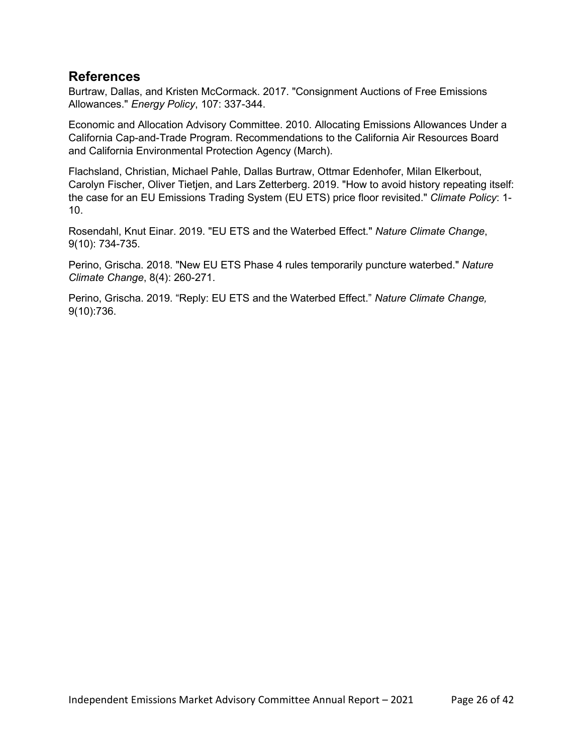## References

Burtraw, Dallas, and Kristen McCormack. 2017. "Consignment Auctions of Free Emissions Allowances." *Energy Policy*, 107: 337-344.

Economic and Allocation Advisory Committee. 2010. Allocating Emissions Allowances Under a California Cap-and-Trade Program. Recommendations to the California Air Resources Board and California Environmental Protection Agency (March).

Flachsland, Christian, Michael Pahle, Dallas Burtraw, Ottmar Edenhofer, Milan Elkerbout, Carolyn Fischer, Oliver Tietjen, and Lars Zetterberg. 2019. "How to avoid history repeating itself: the case for an EU Emissions Trading System (EU ETS) price floor revisited." *Climate Policy*: 1-10.

Rosendahl, Knut Einar. 2019. "EU ETS and the Waterbed Effect." *Nature Climate Change*, 9(10): 734-735.

Perino, Grischa. 2018. "New EU ETS Phase 4 rules temporarily puncture waterbed." *Nature Climate Change*, 8(4): 260-271.

Perino, Grischa. 2019. "Reply: EU ETS and the Waterbed Effect." *Nature Climate Change,* 9(10):736.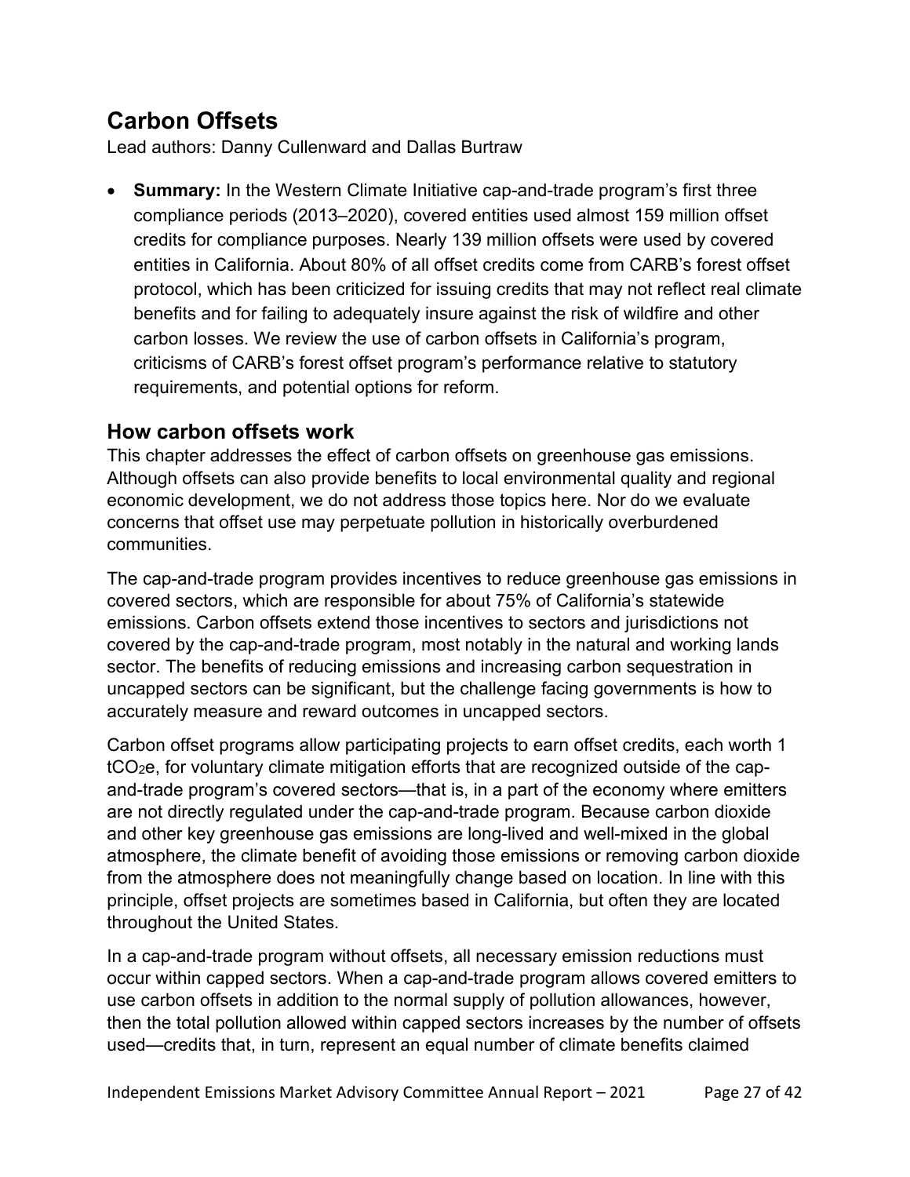# Carbon Offsets

Lead authors: Danny Cullenward and Dallas Burtraw

- **Summary:** In the Western Climate Initiative cap-and-trade program's first three compliance periods (2013–2020), covered entities used almost 159 million offset credits for compliance purposes. Nearly 139 million offsets were used by covered entities in California. About 80% of all offset credits come from CARB's forest offset protocol, which has been criticized for issuing credits that may not reflect real climate benefits and for failing to adequately insure against the risk of wildfire and other carbon losses. We review the use of carbon offsets in California's program, criticisms of CARB's forest offset program's performance relative to statutory requirements, and potential options for reform.

## How carbon offsets work

This chapter addresses the effect of carbon offsets on greenhouse gas emissions. Although offsets can also provide benefits to local environmental quality and regional economic development, we do not address those topics here. Nor do we evaluate concerns that offset use may perpetuate pollution in historically overburdened communities.

The cap-and-trade program provides incentives to reduce greenhouse gas emissions in covered sectors, which are responsible for about 75% of California's statewide emissions. Carbon offsets extend those incentives to sectors and jurisdictions not covered by the cap-and-trade program, most notably in the natural and working lands sector. The benefits of reducing emissions and increasing carbon sequestration in uncapped sectors can be significant, but the challenge facing governments is how to accurately measure and reward outcomes in uncapped sectors.

Carbon offset programs allow participating projects to earn offset credits, each worth 1 $tCO_2e$, for voluntary climate mitigation efforts that are recognized outside of the cap-and-trade program's covered sectors—that is, in a part of the economy where emitters are not directly regulated under the cap-and-trade program. Because carbon dioxide and other key greenhouse gas emissions are long-lived and well-mixed in the global atmosphere, the climate benefit of avoiding those emissions or removing carbon dioxide from the atmosphere does not meaningfully change based on location. In line with this principle, offset projects are sometimes based in California, but often they are located throughout the United States.

In a cap-and-trade program without offsets, all necessary emission reductions must occur within capped sectors. When a cap-and-trade program allows covered emitters to use carbon offsets in addition to the normal supply of pollution allowances, however, then the total pollution allowed within capped sectors increases by the number of offsets used—credits that, in turn, represent an equal number of climate benefits claimed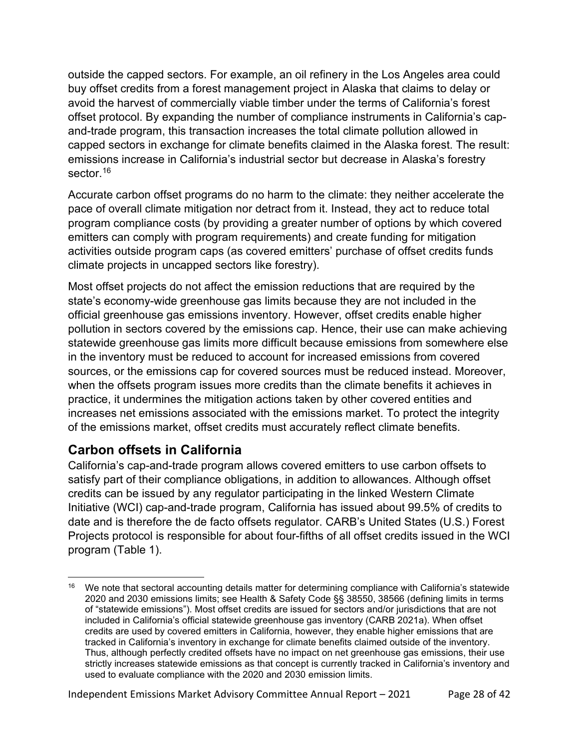outside the capped sectors. For example, an oil refinery in the Los Angeles area could buy offset credits from a forest management project in Alaska that claims to delay or avoid the harvest of commercially viable timber under the terms of California's forest offset protocol. By expanding the number of compliance instruments in California's cap-and-trade program, this transaction increases the total climate pollution allowed in capped sectors in exchange for climate benefits claimed in the Alaska forest. The result: emissions increase in California's industrial sector but decrease in Alaska's forestry sector.[16]

Accurate carbon offset programs do no harm to the climate: they neither accelerate the pace of overall climate mitigation nor detract from it. Instead, they act to reduce total program compliance costs (by providing a greater number of options by which covered emitters can comply with program requirements) and create funding for mitigation activities outside program caps (as covered emitters' purchase of offset credits funds climate projects in uncapped sectors like forestry).

Most offset projects do not affect the emission reductions that are required by the state's economy-wide greenhouse gas limits because they are not included in the official greenhouse gas emissions inventory. However, offset credits enable higher pollution in sectors covered by the emissions cap. Hence, their use can make achieving statewide greenhouse gas limits more difficult because emissions from somewhere else in the inventory must be reduced to account for increased emissions from covered sources, or the emissions cap for covered sources must be reduced instead. Moreover, when the offsets program issues more credits than the climate benefits it achieves in practice, it undermines the mitigation actions taken by other covered entities and increases net emissions associated with the emissions market. To protect the integrity of the emissions market, offset credits must accurately reflect climate benefits.

## Carbon offsets in California

California's cap-and-trade program allows covered emitters to use carbon offsets to satisfy part of their compliance obligations, in addition to allowances. Although offset credits can be issued by any regulator participating in the linked Western Climate Initiative (WCI) cap-and-trade program, California has issued about 99.5% of credits to date and is therefore the de facto offsets regulator. CARB's United States (U.S.) Forest Projects protocol is responsible for about four-fifths of all offset credits issued in the WCI program (Table 1).

---

[16] We note that sectoral accounting details matter for determining compliance with California's statewide 2020 and 2030 emissions limits; see Health & Safety Code §§ 38550, 38566 (defining limits in terms of "statewide emissions"). Most offset credits are issued for sectors and/or jurisdictions that are not included in California's official statewide greenhouse gas inventory (CARB 2021a). When offset credits are used by covered emitters in California, however, they enable higher emissions that are tracked in California's inventory in exchange for climate benefits claimed outside of the inventory. Thus, although perfectly credited offsets have no impact on net greenhouse gas emissions, their use strictly increases statewide emissions as that concept is currently tracked in California's inventory and used to evaluate compliance with the 2020 and 2030 emission limits.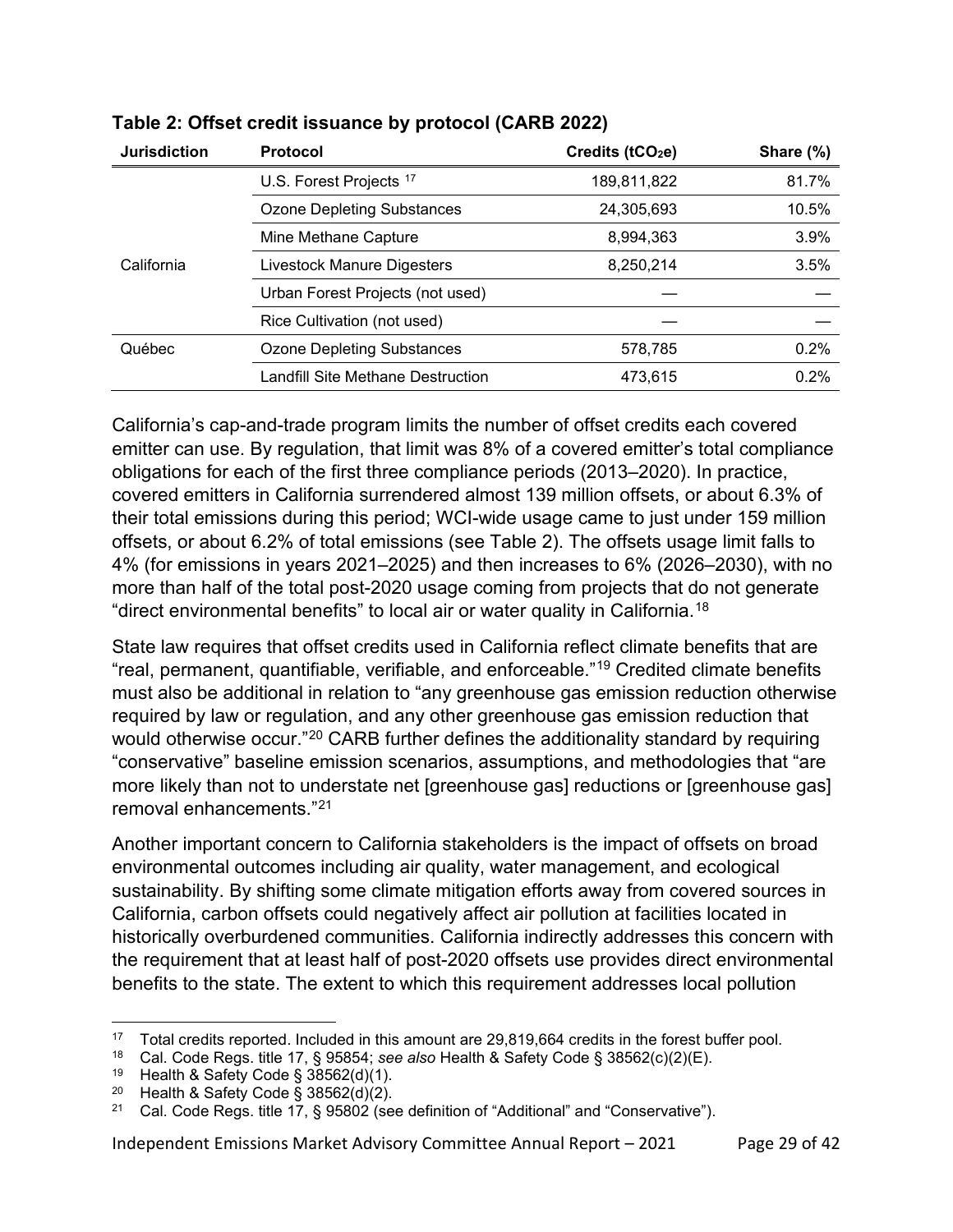**Table 2: Offset credit issuance by protocol (CARB 2022)**

| Jurisdiction | Protocol | Credits ($tCO_2e$) | Share (%) |
|---|---|---|---|
| California | U.S. Forest Projects [17] | 189,811,822 | 81.7% |
| | Ozone Depleting Substances | 24,305,693 | 10.5% |
| | Mine Methane Capture | 8,994,363 | 3.9% |
| | Livestock Manure Digesters | 8,250,214 | 3.5% |
| | Urban Forest Projects (not used) | — | — |
| | Rice Cultivation (not used) | — | — |
| Québec | Ozone Depleting Substances | 578,785 | 0.2% |
| | Landfill Site Methane Destruction | 473,615 | 0.2% |

California's cap-and-trade program limits the number of offset credits each covered emitter can use. By regulation, that limit was 8% of a covered emitter's total compliance obligations for each of the first three compliance periods (2013–2020). In practice, covered emitters in California surrendered almost 139 million offsets, or about 6.3% of their total emissions during this period; WCI-wide usage came to just under 159 million offsets, or about 6.2% of total emissions (see Table 2). The offsets usage limit falls to 4% (for emissions in years 2021–2025) and then increases to 6% (2026–2030), with no more than half of the total post-2020 usage coming from projects that do not generate "direct environmental benefits" to local air or water quality in California.[18]

State law requires that offset credits used in California reflect climate benefits that are "real, permanent, quantifiable, verifiable, and enforceable."[19] Credited climate benefits must also be additional in relation to "any greenhouse gas emission reduction otherwise required by law or regulation, and any other greenhouse gas emission reduction that would otherwise occur."[20] CARB further defines the additionality standard by requiring "conservative" baseline emission scenarios, assumptions, and methodologies that "are more likely than not to understate net [greenhouse gas] reductions or [greenhouse gas] removal enhancements."[21]

Another important concern to California stakeholders is the impact of offsets on broad environmental outcomes including air quality, water management, and ecological sustainability. By shifting some climate mitigation efforts away from covered sources in California, carbon offsets could negatively affect air pollution at facilities located in historically overburdened communities. California indirectly addresses this concern with the requirement that at least half of post-2020 offsets use provides direct environmental benefits to the state. The extent to which this requirement addresses local pollution

---

[17] Total credits reported. Included in this amount are 29,819,664 credits in the forest buffer pool.

[18] Cal. Code Regs. title 17, § 95854; *see also* Health & Safety Code § 38562(c)(2)(E).

[19] Health & Safety Code § 38562(d)(1).

[20] Health & Safety Code § 38562(d)(2).

[21] Cal. Code Regs. title 17, § 95802 (see definition of "Additional" and "Conservative").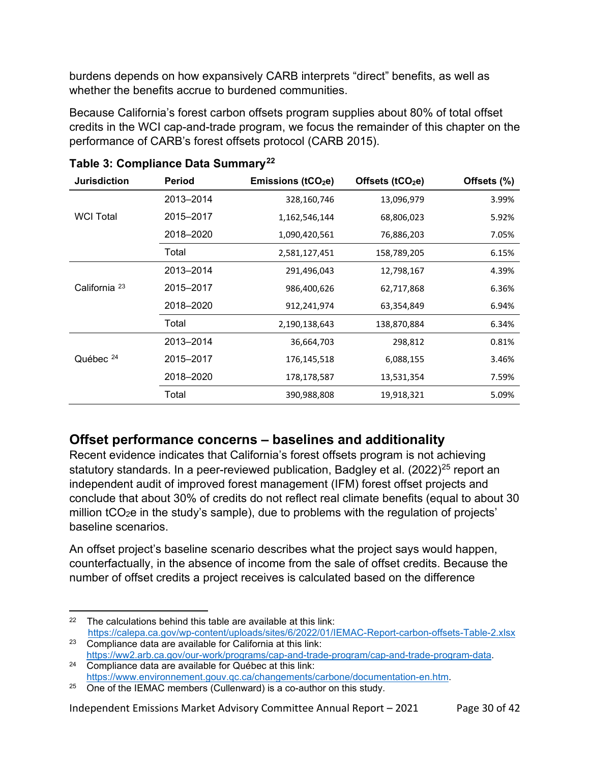burdens depends on how expansively CARB interprets "direct" benefits, as well as whether the benefits accrue to burdened communities.

Because California's forest carbon offsets program supplies about 80% of total offset credits in the WCI cap-and-trade program, we focus the remainder of this chapter on the performance of CARB's forest offsets protocol (CARB 2015).

**Table 3: Compliance Data Summary[22]**

| Jurisdiction | Period | Emissions ($tCO_2e$) | Offsets ($tCO_2e$) | Offsets (%) |
|---|---|---|---|---|
| WCI Total | 2013–2014 | 328,160,746 | 13,096,979 | 3.99% |
| | 2015–2017 | 1,162,546,144 | 68,806,023 | 5.92% |
| | 2018–2020 | 1,090,420,561 | 76,886,203 | 7.05% |
| | Total | 2,581,127,451 | 158,789,205 | 6.15% |
| California [23] | 2013–2014 | 291,496,043 | 12,798,167 | 4.39% |
| | 2015–2017 | 986,400,626 | 62,717,868 | 6.36% |
| | 2018–2020 | 912,241,974 | 63,354,849 | 6.94% |
| | Total | 2,190,138,643 | 138,870,884 | 6.34% |
| Québec [24] | 2013–2014 | 36,664,703 | 298,812 | 0.81% |
| | 2015–2017 | 176,145,518 | 6,088,155 | 3.46% |
| | 2018–2020 | 178,178,587 | 13,531,354 | 7.59% |
| | Total | 390,988,808 | 19,918,321 | 5.09% |

## Offset performance concerns – baselines and additionality

Recent evidence indicates that California's forest offsets program is not achieving statutory standards. In a peer-reviewed publication, Badgley et al. (2022)[25] report an independent audit of improved forest management (IFM) forest offset projects and conclude that about 30% of credits do not reflect real climate benefits (equal to about 30 million $tCO_2e$ in the study's sample), due to problems with the regulation of projects' baseline scenarios.

An offset project's baseline scenario describes what the project says would happen, counterfactually, in the absence of income from the sale of offset credits. Because the number of offset credits a project receives is calculated based on the difference

---

[22] The calculations behind this table are available at this link: https://calepa.ca.gov/wp-content/uploads/sites/6/2022/01/IEMAC-Report-carbon-offsets-Table-2.xlsx

[23] Compliance data are available for California at this link: https://ww2.arb.ca.gov/our-work/programs/cap-and-trade-program/cap-and-trade-program-data.

[24] Compliance data are available for Québec at this link: https://www.environnement.gouv.qc.ca/changements/carbone/documentation-en.htm.

[25] One of the IEMAC members (Cullenward) is a co-author on this study.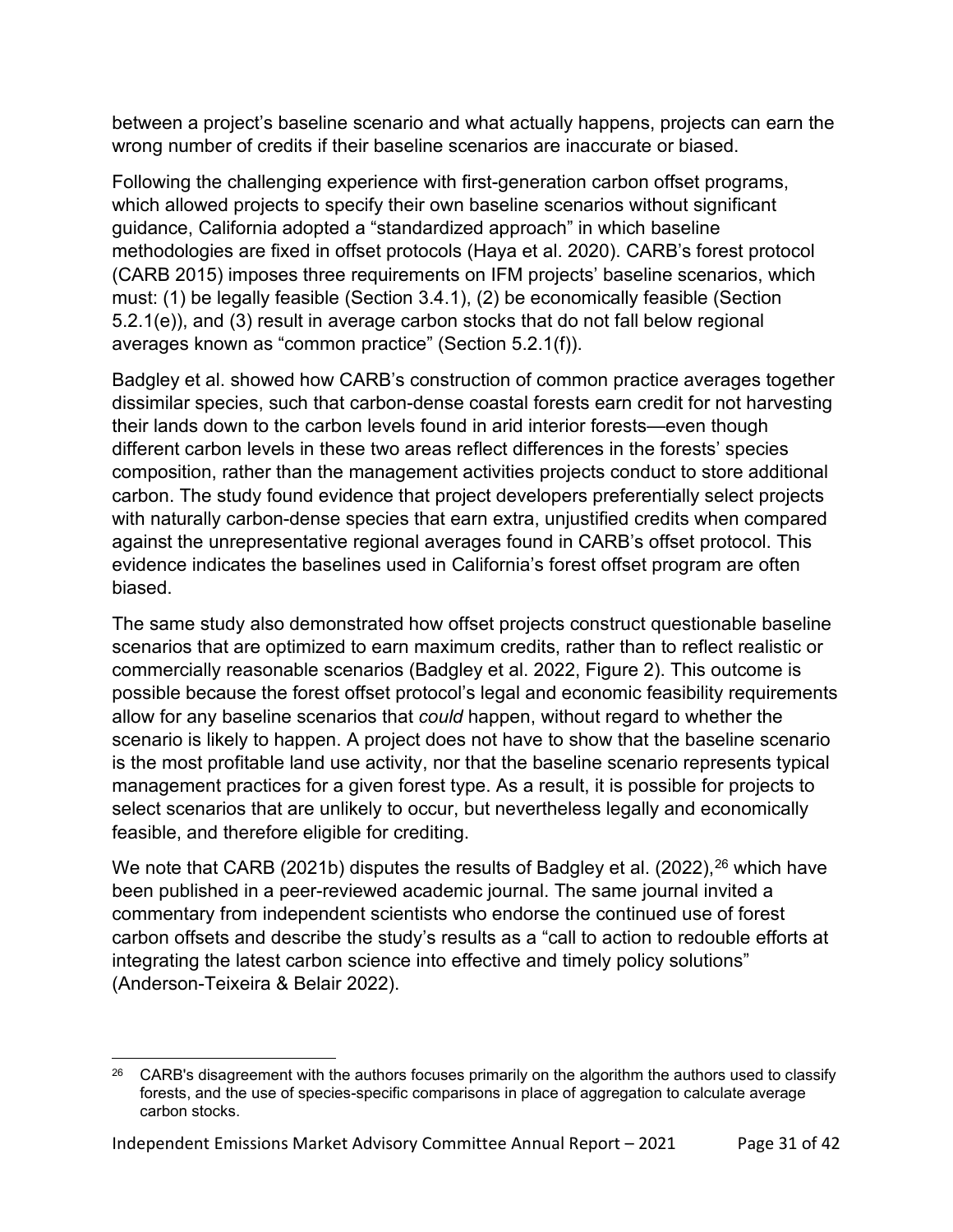between a project's baseline scenario and what actually happens, projects can earn the wrong number of credits if their baseline scenarios are inaccurate or biased.

Following the challenging experience with first-generation carbon offset programs, which allowed projects to specify their own baseline scenarios without significant guidance, California adopted a "standardized approach" in which baseline methodologies are fixed in offset protocols (Haya et al. 2020). CARB's forest protocol (CARB 2015) imposes three requirements on IFM projects' baseline scenarios, which must: (1) be legally feasible (Section 3.4.1), (2) be economically feasible (Section 5.2.1(e)), and (3) result in average carbon stocks that do not fall below regional averages known as "common practice" (Section 5.2.1(f)).

Badgley et al. showed how CARB's construction of common practice averages together dissimilar species, such that carbon-dense coastal forests earn credit for not harvesting their lands down to the carbon levels found in arid interior forests—even though different carbon levels in these two areas reflect differences in the forests' species composition, rather than the management activities projects conduct to store additional carbon. The study found evidence that project developers preferentially select projects with naturally carbon-dense species that earn extra, unjustified credits when compared against the unrepresentative regional averages found in CARB's offset protocol. This evidence indicates the baselines used in California's forest offset program are often biased.

The same study also demonstrated how offset projects construct questionable baseline scenarios that are optimized to earn maximum credits, rather than to reflect realistic or commercially reasonable scenarios (Badgley et al. 2022, Figure 2). This outcome is possible because the forest offset protocol's legal and economic feasibility requirements allow for any baseline scenarios that *could* happen, without regard to whether the scenario is likely to happen. A project does not have to show that the baseline scenario is the most profitable land use activity, nor that the baseline scenario represents typical management practices for a given forest type. As a result, it is possible for projects to select scenarios that are unlikely to occur, but nevertheless legally and economically feasible, and therefore eligible for crediting.

We note that CARB (2021b) disputes the results of Badgley et al. (2022),[26] which have been published in a peer-reviewed academic journal. The same journal invited a commentary from independent scientists who endorse the continued use of forest carbon offsets and describe the study's results as a "call to action to redouble efforts at integrating the latest carbon science into effective and timely policy solutions" (Anderson-Teixeira & Belair 2022).

---

[26] CARB's disagreement with the authors focuses primarily on the algorithm the authors used to classify forests, and the use of species-specific comparisons in place of aggregation to calculate average carbon stocks.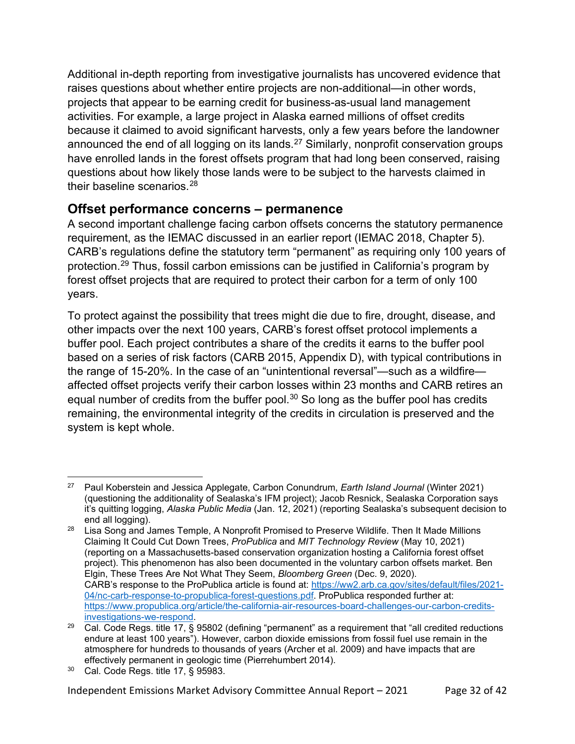Additional in-depth reporting from investigative journalists has uncovered evidence that raises questions about whether entire projects are non-additional—in other words, projects that appear to be earning credit for business-as-usual land management activities. For example, a large project in Alaska earned millions of offset credits because it claimed to avoid significant harvests, only a few years before the landowner announced the end of all logging on its lands.[27] Similarly, nonprofit conservation groups have enrolled lands in the forest offsets program that had long been conserved, raising questions about how likely those lands were to be subject to the harvests claimed in their baseline scenarios.[28]

## Offset performance concerns – permanence

A second important challenge facing carbon offsets concerns the statutory permanence requirement, as the IEMAC discussed in an earlier report (IEMAC 2018, Chapter 5). CARB's regulations define the statutory term "permanent" as requiring only 100 years of protection.[29] Thus, fossil carbon emissions can be justified in California's program by forest offset projects that are required to protect their carbon for a term of only 100 years.

To protect against the possibility that trees might die due to fire, drought, disease, and other impacts over the next 100 years, CARB's forest offset protocol implements a buffer pool. Each project contributes a share of the credits it earns to the buffer pool based on a series of risk factors (CARB 2015, Appendix D), with typical contributions in the range of 15-20%. In the case of an "unintentional reversal"—such as a wildfire—affected offset projects verify their carbon losses within 23 months and CARB retires an equal number of credits from the buffer pool.[30] So long as the buffer pool has credits remaining, the environmental integrity of the credits in circulation is preserved and the system is kept whole.

---

[27] Paul Koberstein and Jessica Applegate, Carbon Conundrum, *Earth Island Journal* (Winter 2021) (questioning the additionality of Sealaska's IFM project); Jacob Resnick, Sealaska Corporation says it's quitting logging, *Alaska Public Media* (Jan. 12, 2021) (reporting Sealaska's subsequent decision to end all logging).

[28] Lisa Song and James Temple, A Nonprofit Promised to Preserve Wildlife. Then It Made Millions Claiming It Could Cut Down Trees, *ProPublica* and *MIT Technology Review* (May 10, 2021) (reporting on a Massachusetts-based conservation organization hosting a California forest offset project). This phenomenon has also been documented in the voluntary carbon offsets market. Ben Elgin, These Trees Are Not What They Seem, *Bloomberg Green* (Dec. 9, 2020). CARB's response to the ProPublica article is found at: https://ww2.arb.ca.gov/sites/default/files/2021-04/nc-carb-response-to-propublica-forest-questions.pdf. ProPublica responded further at: https://www.propublica.org/article/the-california-air-resources-board-challenges-our-carbon-credits-investigations-we-respond.

[29] Cal. Code Regs. title 17, § 95802 (defining "permanent" as a requirement that "all credited reductions endure at least 100 years"). However, carbon dioxide emissions from fossil fuel use remain in the atmosphere for hundreds to thousands of years (Archer et al. 2009) and have impacts that are effectively permanent in geologic time (Pierrehumbert 2014).

[30] Cal. Code Regs. title 17, § 95983.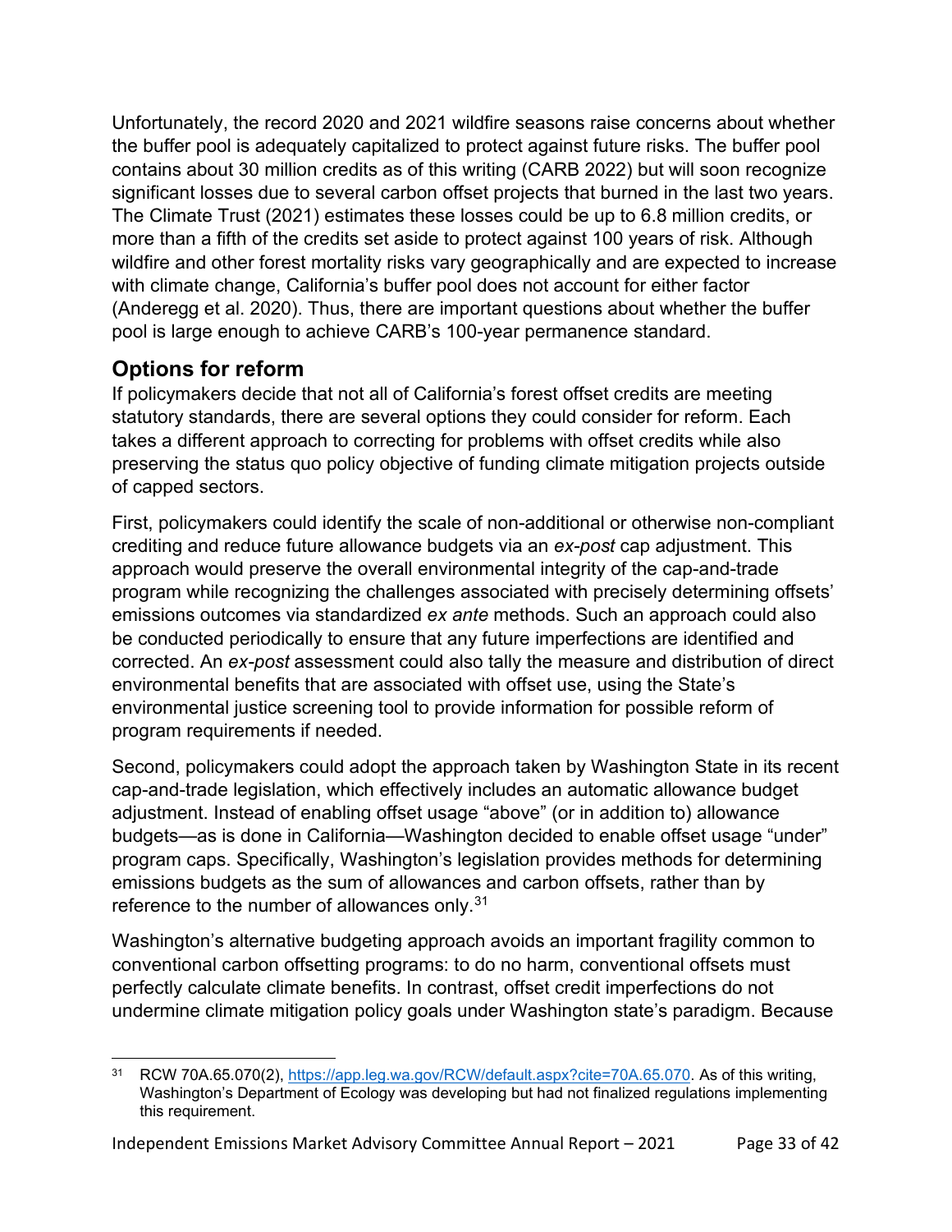Unfortunately, the record 2020 and 2021 wildfire seasons raise concerns about whether the buffer pool is adequately capitalized to protect against future risks. The buffer pool contains about 30 million credits as of this writing (CARB 2022) but will soon recognize significant losses due to several carbon offset projects that burned in the last two years. The Climate Trust (2021) estimates these losses could be up to 6.8 million credits, or more than a fifth of the credits set aside to protect against 100 years of risk. Although wildfire and other forest mortality risks vary geographically and are expected to increase with climate change, California's buffer pool does not account for either factor (Anderegg et al. 2020). Thus, there are important questions about whether the buffer pool is large enough to achieve CARB's 100-year permanence standard.

## Options for reform

If policymakers decide that not all of California's forest offset credits are meeting statutory standards, there are several options they could consider for reform. Each takes a different approach to correcting for problems with offset credits while also preserving the status quo policy objective of funding climate mitigation projects outside of capped sectors.

First, policymakers could identify the scale of non-additional or otherwise non-compliant crediting and reduce future allowance budgets via an *ex-post* cap adjustment. This approach would preserve the overall environmental integrity of the cap-and-trade program while recognizing the challenges associated with precisely determining offsets' emissions outcomes via standardized *ex ante* methods. Such an approach could also be conducted periodically to ensure that any future imperfections are identified and corrected. An *ex-post* assessment could also tally the measure and distribution of direct environmental benefits that are associated with offset use, using the State's environmental justice screening tool to provide information for possible reform of program requirements if needed.

Second, policymakers could adopt the approach taken by Washington State in its recent cap-and-trade legislation, which effectively includes an automatic allowance budget adjustment. Instead of enabling offset usage "above" (or in addition to) allowance budgets—as is done in California—Washington decided to enable offset usage "under" program caps. Specifically, Washington's legislation provides methods for determining emissions budgets as the sum of allowances and carbon offsets, rather than by reference to the number of allowances only.[31]

Washington's alternative budgeting approach avoids an important fragility common to conventional carbon offsetting programs: to do no harm, conventional offsets must perfectly calculate climate benefits. In contrast, offset credit imperfections do not undermine climate mitigation policy goals under Washington state's paradigm. Because

[31] RCW 70A.65.070(2), https://app.leg.wa.gov/RCW/default.aspx?cite=70A.65.070. As of this writing, Washington's Department of Ecology was developing but had not finalized regulations implementing this requirement.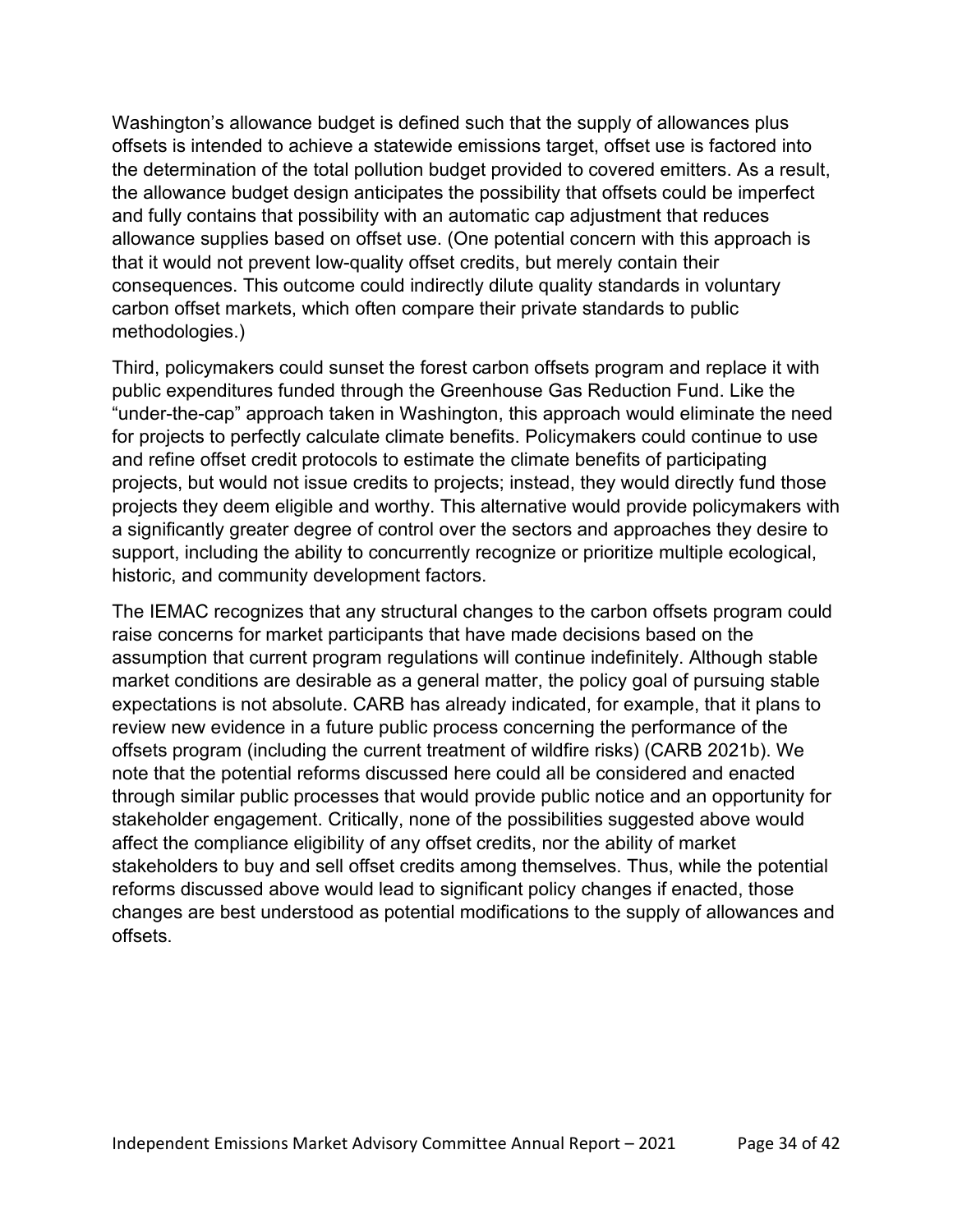Washington's allowance budget is defined such that the supply of allowances plus offsets is intended to achieve a statewide emissions target, offset use is factored into the determination of the total pollution budget provided to covered emitters. As a result, the allowance budget design anticipates the possibility that offsets could be imperfect and fully contains that possibility with an automatic cap adjustment that reduces allowance supplies based on offset use. (One potential concern with this approach is that it would not prevent low-quality offset credits, but merely contain their consequences. This outcome could indirectly dilute quality standards in voluntary carbon offset markets, which often compare their private standards to public methodologies.)

Third, policymakers could sunset the forest carbon offsets program and replace it with public expenditures funded through the Greenhouse Gas Reduction Fund. Like the "under-the-cap" approach taken in Washington, this approach would eliminate the need for projects to perfectly calculate climate benefits. Policymakers could continue to use and refine offset credit protocols to estimate the climate benefits of participating projects, but would not issue credits to projects; instead, they would directly fund those projects they deem eligible and worthy. This alternative would provide policymakers with a significantly greater degree of control over the sectors and approaches they desire to support, including the ability to concurrently recognize or prioritize multiple ecological, historic, and community development factors.

The IEMAC recognizes that any structural changes to the carbon offsets program could raise concerns for market participants that have made decisions based on the assumption that current program regulations will continue indefinitely. Although stable market conditions are desirable as a general matter, the policy goal of pursuing stable expectations is not absolute. CARB has already indicated, for example, that it plans to review new evidence in a future public process concerning the performance of the offsets program (including the current treatment of wildfire risks) (CARB 2021b). We note that the potential reforms discussed here could all be considered and enacted through similar public processes that would provide public notice and an opportunity for stakeholder engagement. Critically, none of the possibilities suggested above would affect the compliance eligibility of any offset credits, nor the ability of market stakeholders to buy and sell offset credits among themselves. Thus, while the potential reforms discussed above would lead to significant policy changes if enacted, those changes are best understood as potential modifications to the supply of allowances and offsets.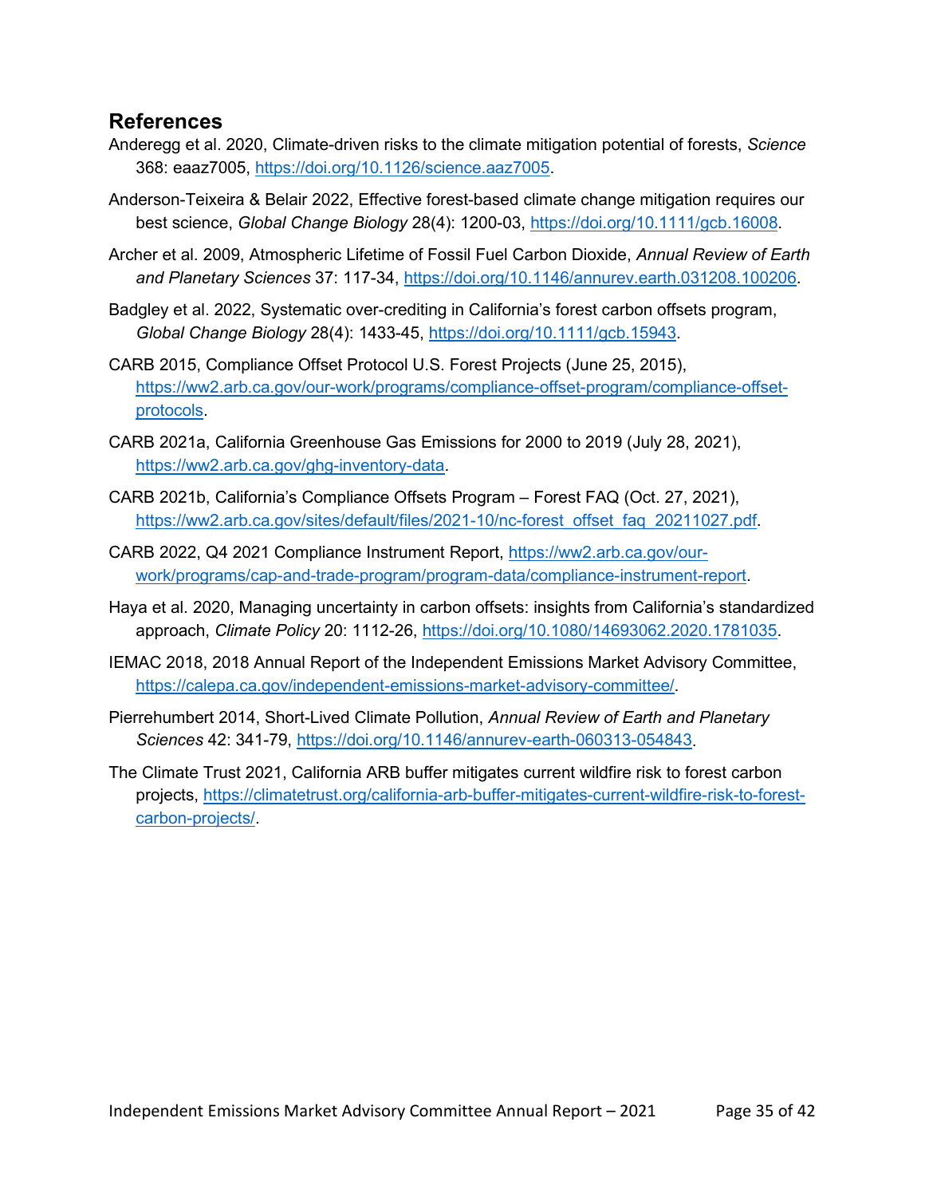## References

Anderegg et al. 2020, Climate-driven risks to the climate mitigation potential of forests, *Science* 368: eaaz7005, https://doi.org/10.1126/science.aaz7005.

Anderson-Teixeira & Belair 2022, Effective forest-based climate change mitigation requires our best science, *Global Change Biology* 28(4): 1200-03, https://doi.org/10.1111/gcb.16008.

Archer et al. 2009, Atmospheric Lifetime of Fossil Fuel Carbon Dioxide, *Annual Review of Earth and Planetary Sciences* 37: 117-34, https://doi.org/10.1146/annurev.earth.031208.100206.

Badgley et al. 2022, Systematic over-crediting in California's forest carbon offsets program, *Global Change Biology* 28(4): 1433-45, https://doi.org/10.1111/gcb.15943.

CARB 2015, Compliance Offset Protocol U.S. Forest Projects (June 25, 2015), https://ww2.arb.ca.gov/our-work/programs/compliance-offset-program/compliance-offset-protocols.

CARB 2021a, California Greenhouse Gas Emissions for 2000 to 2019 (July 28, 2021), https://ww2.arb.ca.gov/ghg-inventory-data.

CARB 2021b, California's Compliance Offsets Program – Forest FAQ (Oct. 27, 2021), https://ww2.arb.ca.gov/sites/default/files/2021-10/nc-forest_offset_faq_20211027.pdf.

CARB 2022, Q4 2021 Compliance Instrument Report, https://ww2.arb.ca.gov/our-work/programs/cap-and-trade-program/program-data/compliance-instrument-report.

Haya et al. 2020, Managing uncertainty in carbon offsets: insights from California's standardized approach, *Climate Policy* 20: 1112-26, https://doi.org/10.1080/14693062.2020.1781035.

IEMAC 2018, 2018 Annual Report of the Independent Emissions Market Advisory Committee, https://calepa.ca.gov/independent-emissions-market-advisory-committee/.

Pierrehumbert 2014, Short-Lived Climate Pollution, *Annual Review of Earth and Planetary Sciences* 42: 341-79, https://doi.org/10.1146/annurev-earth-060313-054843.

The Climate Trust 2021, California ARB buffer mitigates current wildfire risk to forest carbon projects, https://climatetrust.org/california-arb-buffer-mitigates-current-wildfire-risk-to-forest-carbon-projects/.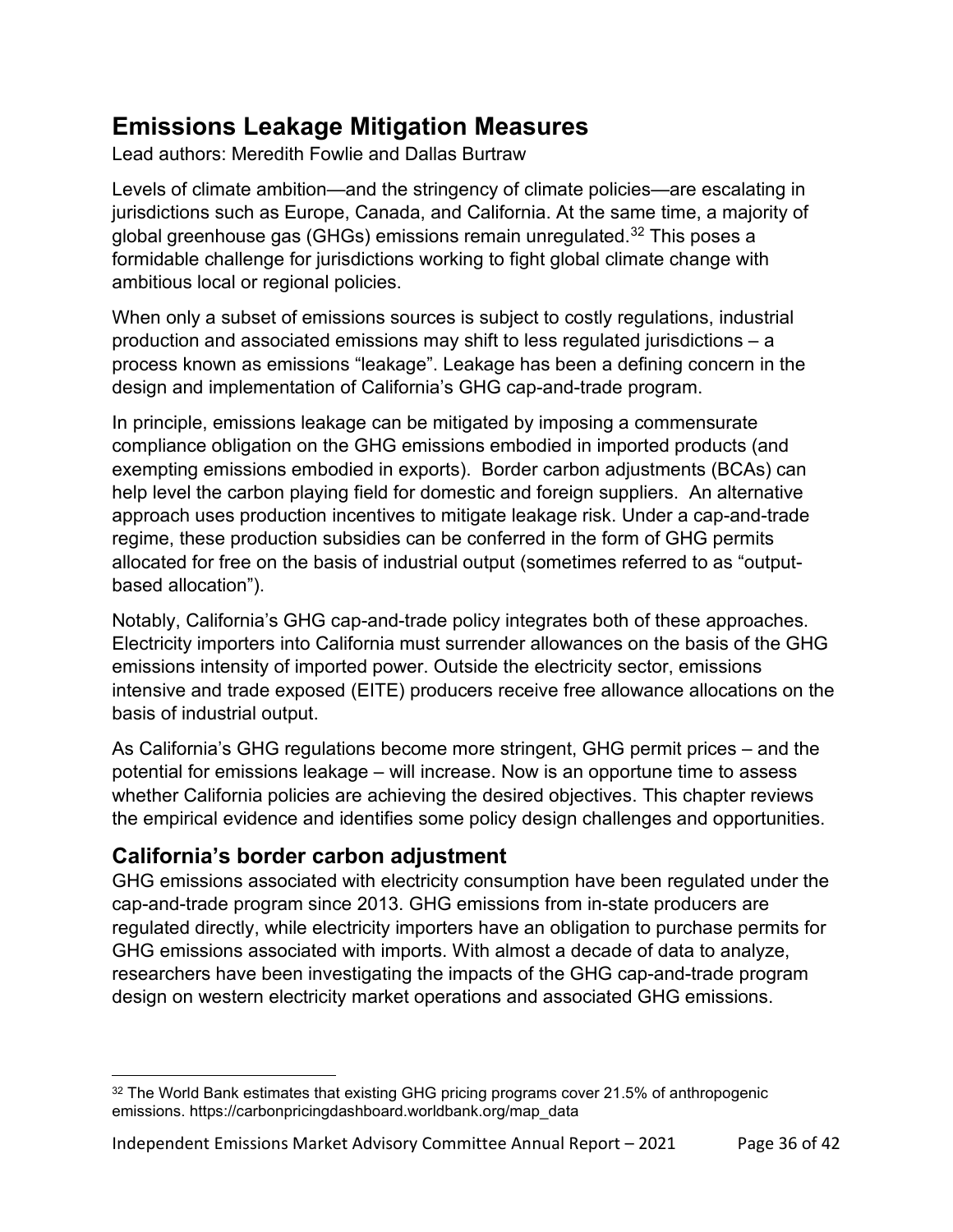## Emissions Leakage Mitigation Measures

Lead authors: Meredith Fowlie and Dallas Burtraw

Levels of climate ambition—and the stringency of climate policies—are escalating in jurisdictions such as Europe, Canada, and California. At the same time, a majority of global greenhouse gas (GHGs) emissions remain unregulated.[32] This poses a formidable challenge for jurisdictions working to fight global climate change with ambitious local or regional policies.

When only a subset of emissions sources is subject to costly regulations, industrial production and associated emissions may shift to less regulated jurisdictions – a process known as emissions "leakage". Leakage has been a defining concern in the design and implementation of California's GHG cap-and-trade program.

In principle, emissions leakage can be mitigated by imposing a commensurate compliance obligation on the GHG emissions embodied in imported products (and exempting emissions embodied in exports). Border carbon adjustments (BCAs) can help level the carbon playing field for domestic and foreign suppliers. An alternative approach uses production incentives to mitigate leakage risk. Under a cap-and-trade regime, these production subsidies can be conferred in the form of GHG permits allocated for free on the basis of industrial output (sometimes referred to as "output-based allocation").

Notably, California's GHG cap-and-trade policy integrates both of these approaches. Electricity importers into California must surrender allowances on the basis of the GHG emissions intensity of imported power. Outside the electricity sector, emissions intensive and trade exposed (EITE) producers receive free allowance allocations on the basis of industrial output.

As California's GHG regulations become more stringent, GHG permit prices – and the potential for emissions leakage – will increase. Now is an opportune time to assess whether California policies are achieving the desired objectives. This chapter reviews the empirical evidence and identifies some policy design challenges and opportunities.

### California's border carbon adjustment

GHG emissions associated with electricity consumption have been regulated under the cap-and-trade program since 2013. GHG emissions from in-state producers are regulated directly, while electricity importers have an obligation to purchase permits for GHG emissions associated with imports. With almost a decade of data to analyze, researchers have been investigating the impacts of the GHG cap-and-trade program design on western electricity market operations and associated GHG emissions.

---

[32] The World Bank estimates that existing GHG pricing programs cover 21.5% of anthropogenic emissions. https://carbonpricingdashboard.worldbank.org/map_data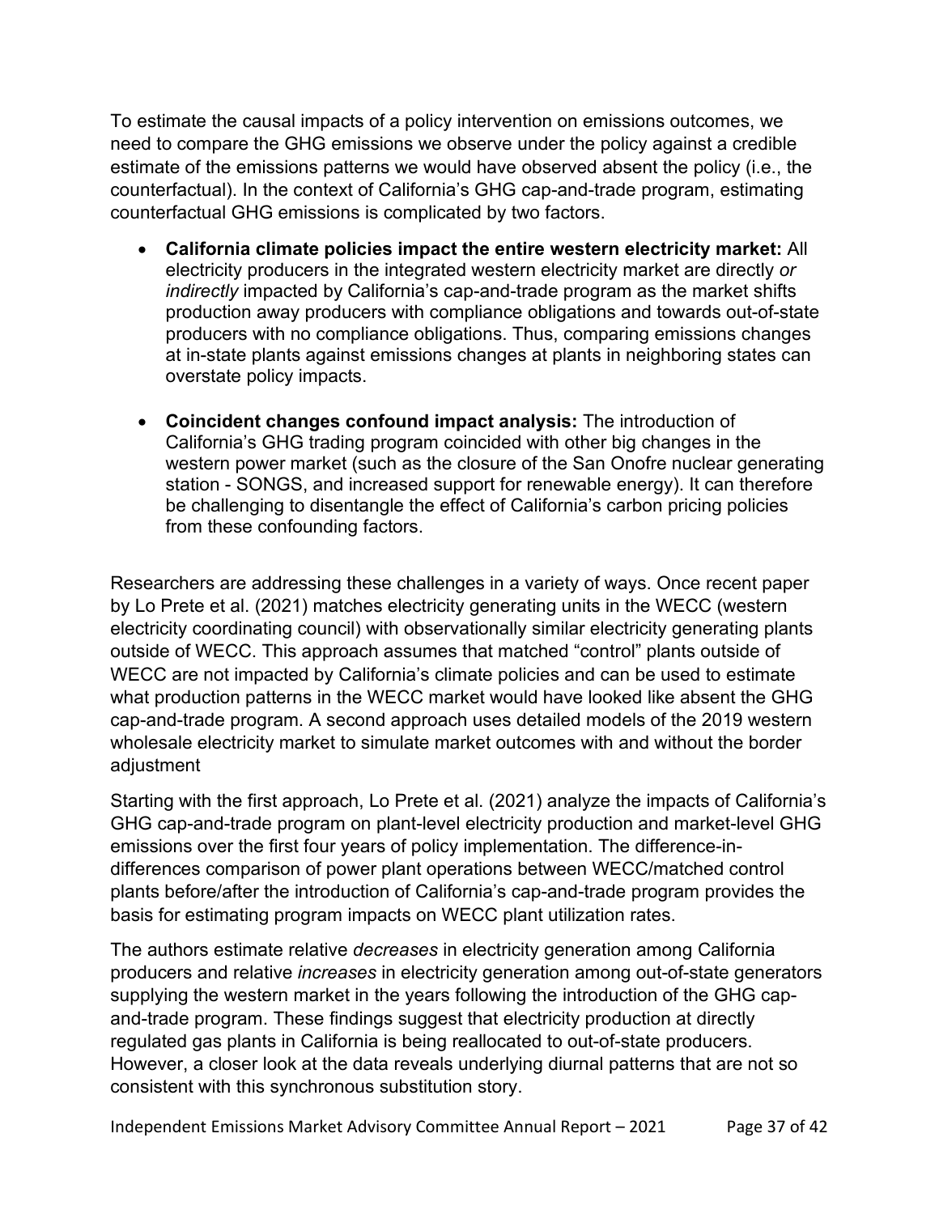To estimate the causal impacts of a policy intervention on emissions outcomes, we need to compare the GHG emissions we observe under the policy against a credible estimate of the emissions patterns we would have observed absent the policy (i.e., the counterfactual). In the context of California's GHG cap-and-trade program, estimating counterfactual GHG emissions is complicated by two factors.

- **California climate policies impact the entire western electricity market:** All electricity producers in the integrated western electricity market are directly *or indirectly* impacted by California's cap-and-trade program as the market shifts production away producers with compliance obligations and towards out-of-state producers with no compliance obligations. Thus, comparing emissions changes at in-state plants against emissions changes at plants in neighboring states can overstate policy impacts.

- **Coincident changes confound impact analysis:** The introduction of California's GHG trading program coincided with other big changes in the western power market (such as the closure of the San Onofre nuclear generating station - SONGS, and increased support for renewable energy). It can therefore be challenging to disentangle the effect of California's carbon pricing policies from these confounding factors.

Researchers are addressing these challenges in a variety of ways. Once recent paper by Lo Prete et al. (2021) matches electricity generating units in the WECC (western electricity coordinating council) with observationally similar electricity generating plants outside of WECC. This approach assumes that matched "control" plants outside of WECC are not impacted by California's climate policies and can be used to estimate what production patterns in the WECC market would have looked like absent the GHG cap-and-trade program. A second approach uses detailed models of the 2019 western wholesale electricity market to simulate market outcomes with and without the border adjustment

Starting with the first approach, Lo Prete et al. (2021) analyze the impacts of California's GHG cap-and-trade program on plant-level electricity production and market-level GHG emissions over the first four years of policy implementation. The difference-in-differences comparison of power plant operations between WECC/matched control plants before/after the introduction of California's cap-and-trade program provides the basis for estimating program impacts on WECC plant utilization rates.

The authors estimate relative *decreases* in electricity generation among California producers and relative *increases* in electricity generation among out-of-state generators supplying the western market in the years following the introduction of the GHG cap-and-trade program. These findings suggest that electricity production at directly regulated gas plants in California is being reallocated to out-of-state producers. However, a closer look at the data reveals underlying diurnal patterns that are not so consistent with this synchronous substitution story.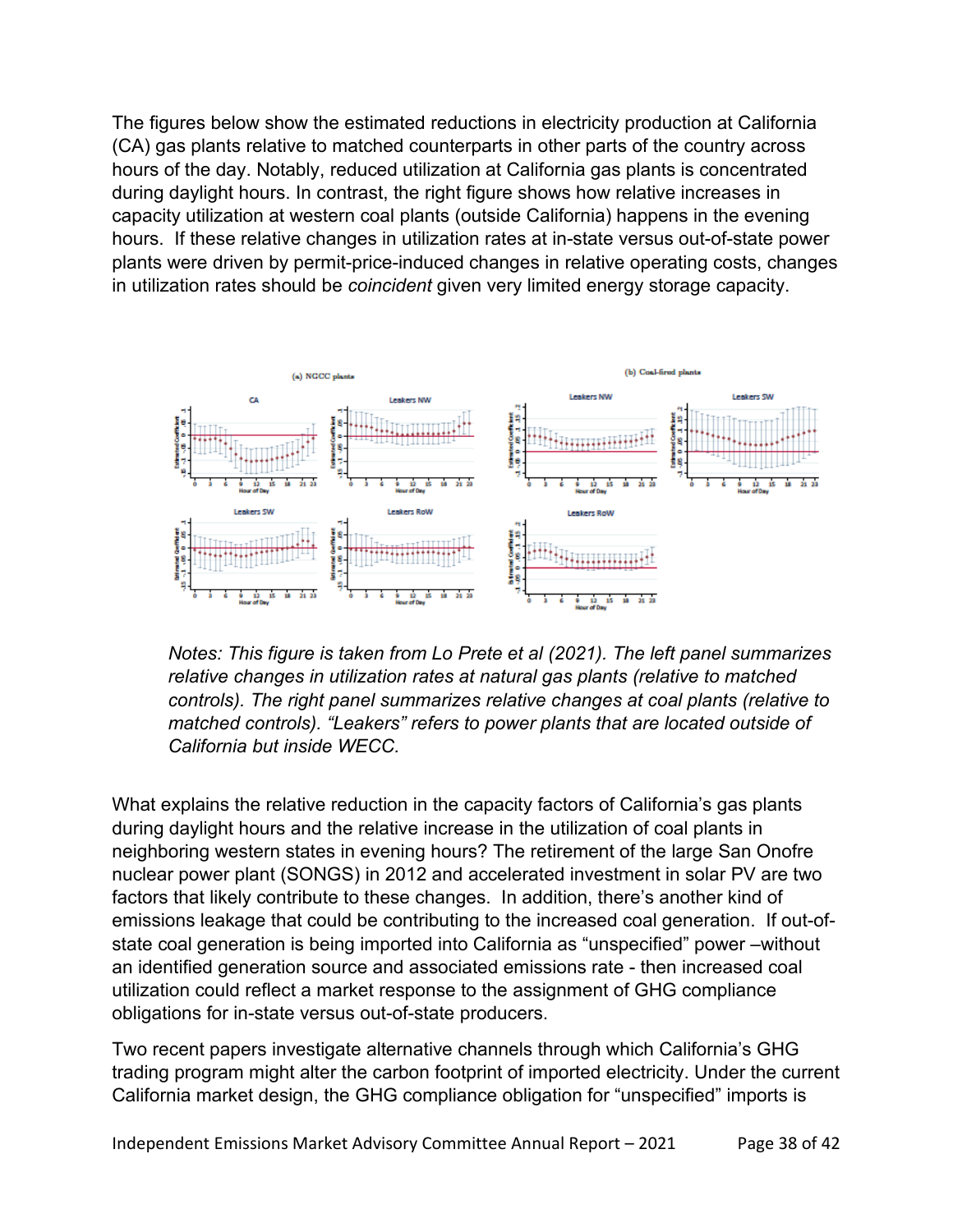The figures below show the estimated reductions in electricity production at California (CA) gas plants relative to matched counterparts in other parts of the country across hours of the day. Notably, reduced utilization at California gas plants is concentrated during daylight hours. In contrast, the right figure shows how relative increases in capacity utilization at western coal plants (outside California) happens in the evening hours. If these relative changes in utilization rates at in-state versus out-of-state power plants were driven by permit-price-induced changes in relative operating costs, changes in utilization rates should be *coincident* given very limited energy storage capacity.

*Notes: This figure is taken from Lo Prete et al (2021). The left panel summarizes relative changes in utilization rates at natural gas plants (relative to matched controls). The right panel summarizes relative changes at coal plants (relative to matched controls). "Leakers" refers to power plants that are located outside of California but inside WECC.*

What explains the relative reduction in the capacity factors of California's gas plants during daylight hours and the relative increase in the utilization of coal plants in neighboring western states in evening hours? The retirement of the large San Onofre nuclear power plant (SONGS) in 2012 and accelerated investment in solar PV are two factors that likely contribute to these changes. In addition, there's another kind of emissions leakage that could be contributing to the increased coal generation. If out-of-state coal generation is being imported into California as "unspecified" power –without an identified generation source and associated emissions rate - then increased coal utilization could reflect a market response to the assignment of GHG compliance obligations for in-state versus out-of-state producers.

Two recent papers investigate alternative channels through which California's GHG trading program might alter the carbon footprint of imported electricity. Under the current California market design, the GHG compliance obligation for "unspecified" imports is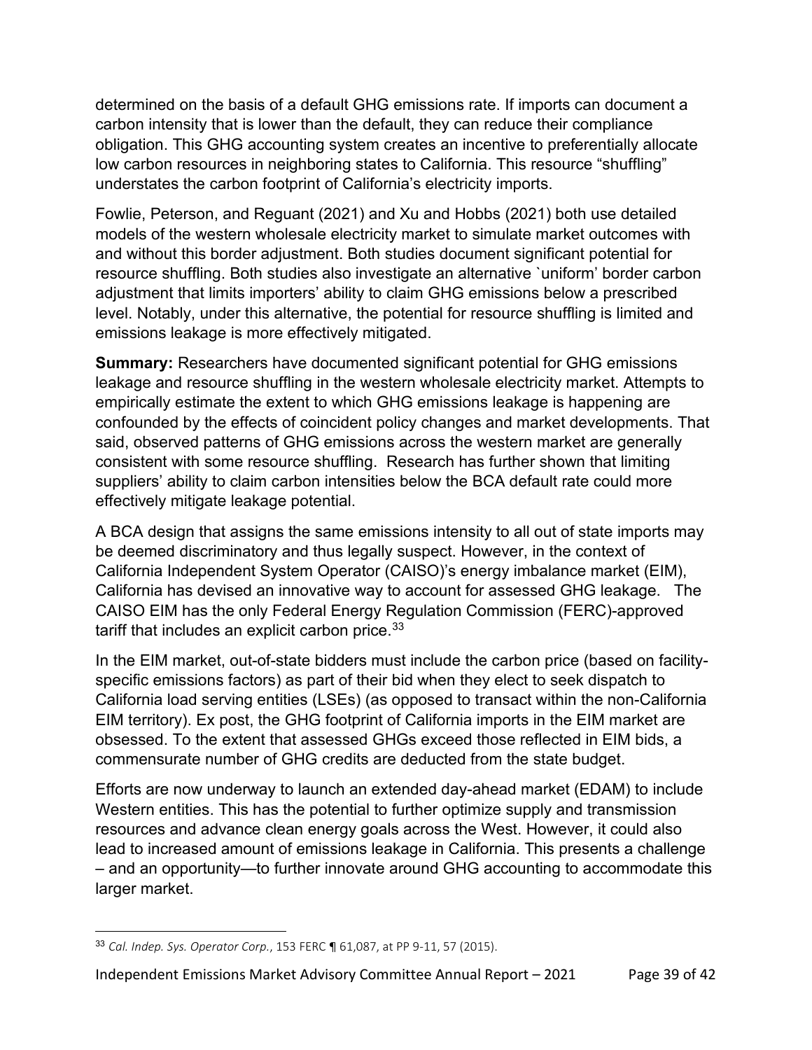determined on the basis of a default GHG emissions rate. If imports can document a carbon intensity that is lower than the default, they can reduce their compliance obligation. This GHG accounting system creates an incentive to preferentially allocate low carbon resources in neighboring states to California. This resource "shuffling" understates the carbon footprint of California's electricity imports.

Fowlie, Peterson, and Reguant (2021) and Xu and Hobbs (2021) both use detailed models of the western wholesale electricity market to simulate market outcomes with and without this border adjustment. Both studies document significant potential for resource shuffling. Both studies also investigate an alternative `uniform' border carbon adjustment that limits importers' ability to claim GHG emissions below a prescribed level. Notably, under this alternative, the potential for resource shuffling is limited and emissions leakage is more effectively mitigated.

**Summary:** Researchers have documented significant potential for GHG emissions leakage and resource shuffling in the western wholesale electricity market. Attempts to empirically estimate the extent to which GHG emissions leakage is happening are confounded by the effects of coincident policy changes and market developments. That said, observed patterns of GHG emissions across the western market are generally consistent with some resource shuffling. Research has further shown that limiting suppliers' ability to claim carbon intensities below the BCA default rate could more effectively mitigate leakage potential.

A BCA design that assigns the same emissions intensity to all out of state imports may be deemed discriminatory and thus legally suspect. However, in the context of California Independent System Operator (CAISO)'s energy imbalance market (EIM), California has devised an innovative way to account for assessed GHG leakage. The CAISO EIM has the only Federal Energy Regulation Commission (FERC)-approved tariff that includes an explicit carbon price.[33]

In the EIM market, out-of-state bidders must include the carbon price (based on facility-specific emissions factors) as part of their bid when they elect to seek dispatch to California load serving entities (LSEs) (as opposed to transact within the non-California EIM territory). Ex post, the GHG footprint of California imports in the EIM market are obsessed. To the extent that assessed GHGs exceed those reflected in EIM bids, a commensurate number of GHG credits are deducted from the state budget.

Efforts are now underway to launch an extended day-ahead market (EDAM) to include Western entities. This has the potential to further optimize supply and transmission resources and advance clean energy goals across the West. However, it could also lead to increased amount of emissions leakage in California. This presents a challenge – and an opportunity—to further innovate around GHG accounting to accommodate this larger market.

[33] *Cal. Indep. Sys. Operator Corp.*, 153 FERC ¶ 61,087, at PP 9-11, 57 (2015).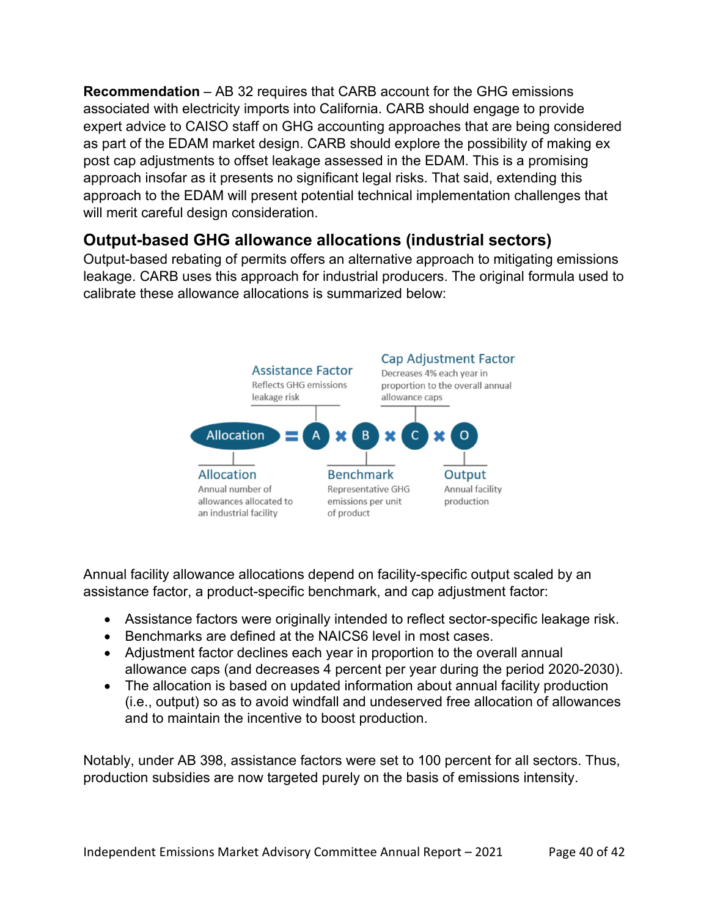**Recommendation** – AB 32 requires that CARB account for the GHG emissions associated with electricity imports into California. CARB should engage to provide expert advice to CAISO staff on GHG accounting approaches that are being considered as part of the EDAM market design. CARB should explore the possibility of making ex post cap adjustments to offset leakage assessed in the EDAM. This is a promising approach insofar as it presents no significant legal risks. That said, extending this approach to the EDAM will present potential technical implementation challenges that will merit careful design consideration.

## Output-based GHG allowance allocations (industrial sectors)

Output-based rebating of permits offers an alternative approach to mitigating emissions leakage. CARB uses this approach for industrial producers. The original formula used to calibrate these allowance allocations is summarized below:

$$\text{Allocation} = A \times B \times C \times O$$

- **Assistance Factor** (A): Reflects GHG emissions leakage risk
- **Cap Adjustment Factor** (C): Decreases 4% each year in proportion to the overall annual allowance caps
- **Allocation**: Annual number of allowances allocated to an industrial facility
- **Benchmark** (B): Representative GHG emissions per unit of product
- **Output** (O): Annual facility production

Annual facility allowance allocations depend on facility-specific output scaled by an assistance factor, a product-specific benchmark, and cap adjustment factor:

- Assistance factors were originally intended to reflect sector-specific leakage risk.
- Benchmarks are defined at the NAICS6 level in most cases.
- Adjustment factor declines each year in proportion to the overall annual allowance caps (and decreases 4 percent per year during the period 2020-2030).
- The allocation is based on updated information about annual facility production (i.e., output) so as to avoid windfall and undeserved free allocation of allowances and to maintain the incentive to boost production.

Notably, under AB 398, assistance factors were set to 100 percent for all sectors. Thus, production subsidies are now targeted purely on the basis of emissions intensity.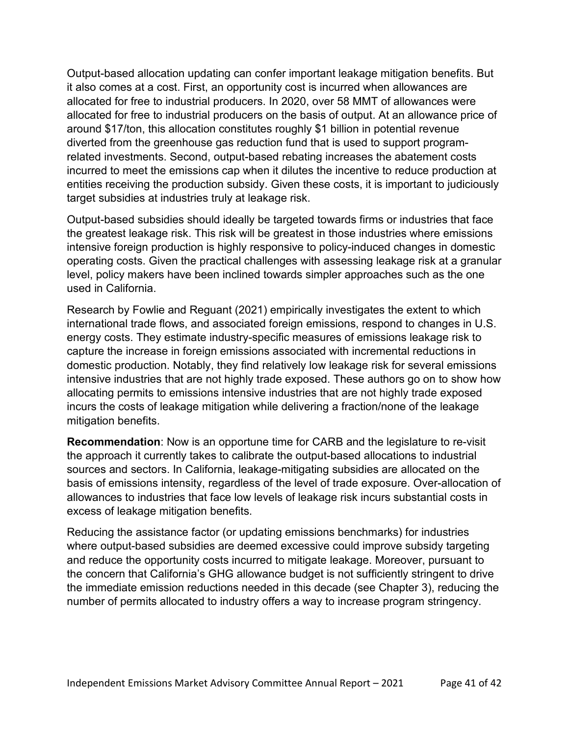Output-based allocation updating can confer important leakage mitigation benefits. But it also comes at a cost. First, an opportunity cost is incurred when allowances are allocated for free to industrial producers. In 2020, over 58 MMT of allowances were allocated for free to industrial producers on the basis of output. At an allowance price of around $17/ton, this allocation constitutes roughly $1 billion in potential revenue diverted from the greenhouse gas reduction fund that is used to support program-related investments. Second, output-based rebating increases the abatement costs incurred to meet the emissions cap when it dilutes the incentive to reduce production at entities receiving the production subsidy. Given these costs, it is important to judiciously target subsidies at industries truly at leakage risk.

Output-based subsidies should ideally be targeted towards firms or industries that face the greatest leakage risk. This risk will be greatest in those industries where emissions intensive foreign production is highly responsive to policy-induced changes in domestic operating costs. Given the practical challenges with assessing leakage risk at a granular level, policy makers have been inclined towards simpler approaches such as the one used in California.

Research by Fowlie and Reguant (2021) empirically investigates the extent to which international trade flows, and associated foreign emissions, respond to changes in U.S. energy costs. They estimate industry-specific measures of emissions leakage risk to capture the increase in foreign emissions associated with incremental reductions in domestic production. Notably, they find relatively low leakage risk for several emissions intensive industries that are not highly trade exposed. These authors go on to show how allocating permits to emissions intensive industries that are not highly trade exposed incurs the costs of leakage mitigation while delivering a fraction/none of the leakage mitigation benefits.

**Recommendation**: Now is an opportune time for CARB and the legislature to re-visit the approach it currently takes to calibrate the output-based allocations to industrial sources and sectors. In California, leakage-mitigating subsidies are allocated on the basis of emissions intensity, regardless of the level of trade exposure. Over-allocation of allowances to industries that face low levels of leakage risk incurs substantial costs in excess of leakage mitigation benefits.

Reducing the assistance factor (or updating emissions benchmarks) for industries where output-based subsidies are deemed excessive could improve subsidy targeting and reduce the opportunity costs incurred to mitigate leakage. Moreover, pursuant to the concern that California's GHG allowance budget is not sufficiently stringent to drive the immediate emission reductions needed in this decade (see Chapter 3), reducing the number of permits allocated to industry offers a way to increase program stringency.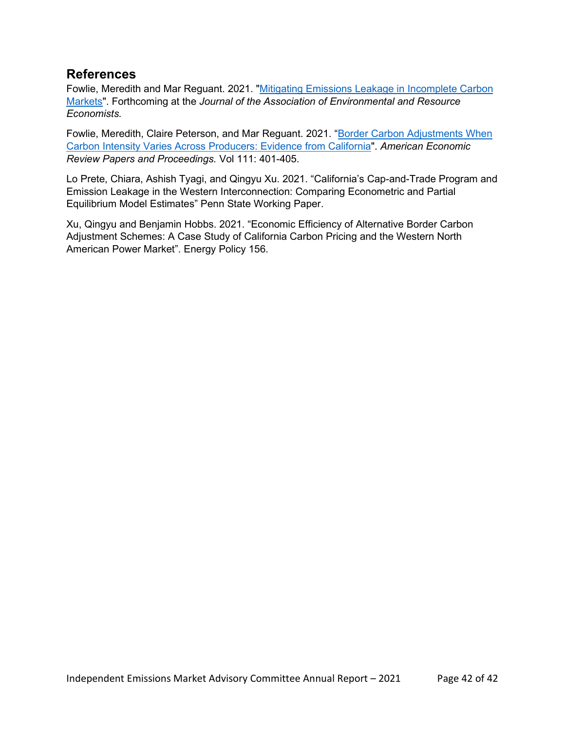## References

Fowlie, Meredith and Mar Reguant. 2021. "Mitigating Emissions Leakage in Incomplete Carbon Markets". Forthcoming at the *Journal of the Association of Environmental and Resource Economists.*

Fowlie, Meredith, Claire Peterson, and Mar Reguant. 2021. "Border Carbon Adjustments When Carbon Intensity Varies Across Producers: Evidence from California". *American Economic Review Papers and Proceedings.* Vol 111: 401-405.

Lo Prete, Chiara, Ashish Tyagi, and Qingyu Xu. 2021. "California's Cap-and-Trade Program and Emission Leakage in the Western Interconnection: Comparing Econometric and Partial Equilibrium Model Estimates" Penn State Working Paper.

Xu, Qingyu and Benjamin Hobbs. 2021. "Economic Efficiency of Alternative Border Carbon Adjustment Schemes: A Case Study of California Carbon Pricing and the Western North American Power Market". Energy Policy 156.